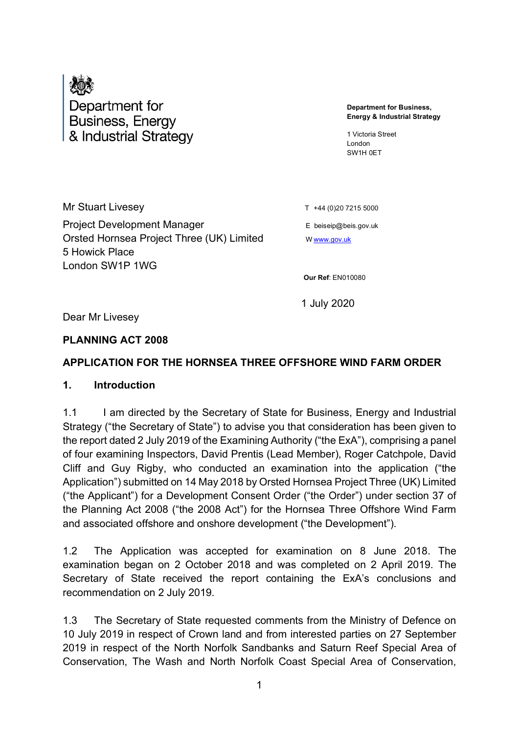Department for Business, Energy & Industrial Strategy

**Department for Business, Energy & Industrial Strategy**

1 Victoria Street
London
SW1H 0ET

Mr Stuart Livesey

Project Development Manager
Orsted Hornsea Project Three (UK) Limited
5 Howick Place
London SW1P 1WG

T +44 (0)20 7215 5000

E beiseip@beis.gov.uk

W www.gov.uk

**Our Ref**: EN010080

1 July 2020

Dear Mr Livesey

**PLANNING ACT 2008**

**APPLICATION FOR THE HORNSEA THREE OFFSHORE WIND FARM ORDER**

## 1. Introduction

1.1 I am directed by the Secretary of State for Business, Energy and Industrial Strategy ("the Secretary of State") to advise you that consideration has been given to the report dated 2 July 2019 of the Examining Authority ("the ExA"), comprising a panel of four examining Inspectors, David Prentis (Lead Member), Roger Catchpole, David Cliff and Guy Rigby, who conducted an examination into the application ("the Application") submitted on 14 May 2018 by Orsted Hornsea Project Three (UK) Limited ("the Applicant") for a Development Consent Order ("the Order") under section 37 of the Planning Act 2008 ("the 2008 Act") for the Hornsea Three Offshore Wind Farm and associated offshore and onshore development ("the Development").

1.2 The Application was accepted for examination on 8 June 2018. The examination began on 2 October 2018 and was completed on 2 April 2019. The Secretary of State received the report containing the ExA's conclusions and recommendation on 2 July 2019.

1.3 The Secretary of State requested comments from the Ministry of Defence on 10 July 2019 in respect of Crown land and from interested parties on 27 September 2019 in respect of the North Norfolk Sandbanks and Saturn Reef Special Area of Conservation, The Wash and North Norfolk Coast Special Area of Conservation,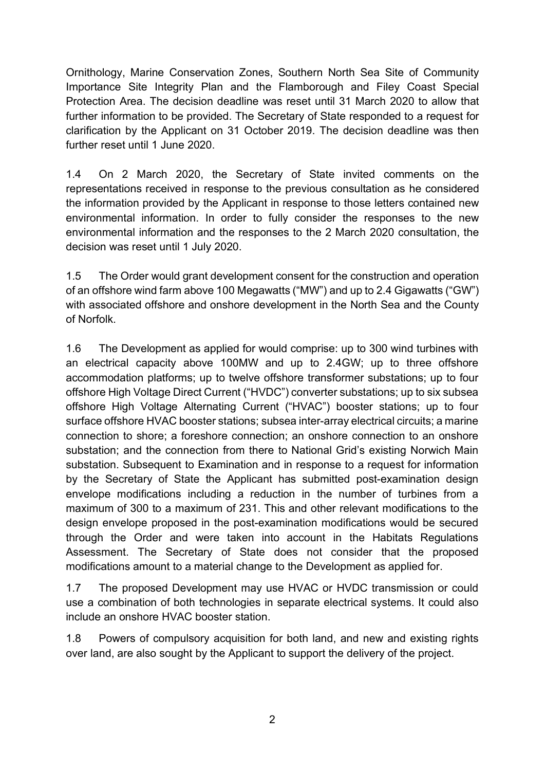Ornithology, Marine Conservation Zones, Southern North Sea Site of Community Importance Site Integrity Plan and the Flamborough and Filey Coast Special Protection Area. The decision deadline was reset until 31 March 2020 to allow that further information to be provided. The Secretary of State responded to a request for clarification by the Applicant on 31 October 2019. The decision deadline was then further reset until 1 June 2020.

1.4 On 2 March 2020, the Secretary of State invited comments on the representations received in response to the previous consultation as he considered the information provided by the Applicant in response to those letters contained new environmental information. In order to fully consider the responses to the new environmental information and the responses to the 2 March 2020 consultation, the decision was reset until 1 July 2020.

1.5 The Order would grant development consent for the construction and operation of an offshore wind farm above 100 Megawatts ("MW") and up to 2.4 Gigawatts ("GW") with associated offshore and onshore development in the North Sea and the County of Norfolk.

1.6 The Development as applied for would comprise: up to 300 wind turbines with an electrical capacity above 100MW and up to 2.4GW; up to three offshore accommodation platforms; up to twelve offshore transformer substations; up to four offshore High Voltage Direct Current ("HVDC") converter substations; up to six subsea offshore High Voltage Alternating Current ("HVAC") booster stations; up to four surface offshore HVAC booster stations; subsea inter-array electrical circuits; a marine connection to shore; a foreshore connection; an onshore connection to an onshore substation; and the connection from there to National Grid's existing Norwich Main substation. Subsequent to Examination and in response to a request for information by the Secretary of State the Applicant has submitted post-examination design envelope modifications including a reduction in the number of turbines from a maximum of 300 to a maximum of 231. This and other relevant modifications to the design envelope proposed in the post-examination modifications would be secured through the Order and were taken into account in the Habitats Regulations Assessment. The Secretary of State does not consider that the proposed modifications amount to a material change to the Development as applied for.

1.7 The proposed Development may use HVAC or HVDC transmission or could use a combination of both technologies in separate electrical systems. It could also include an onshore HVAC booster station.

1.8 Powers of compulsory acquisition for both land, and new and existing rights over land, are also sought by the Applicant to support the delivery of the project.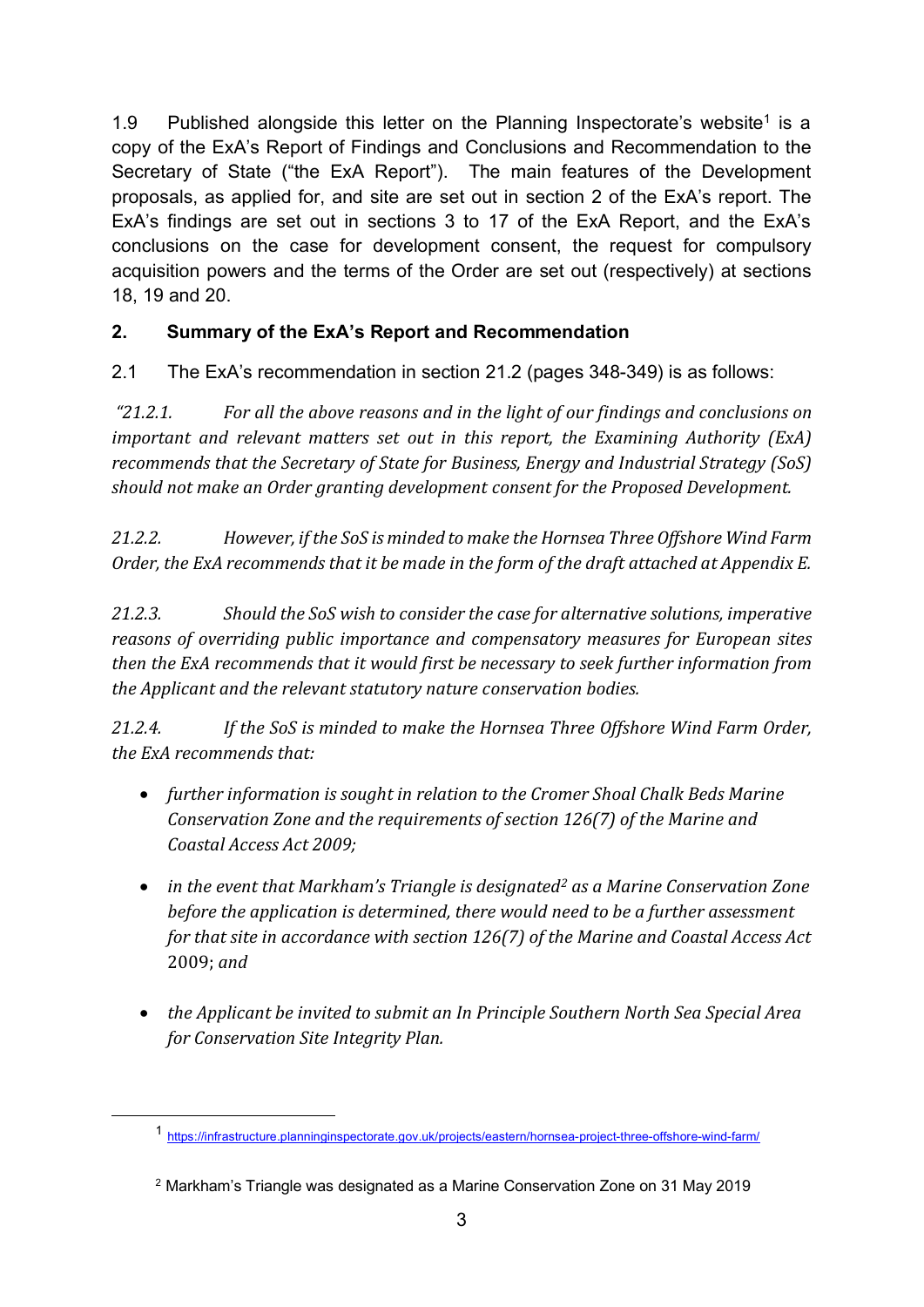1.9 Published alongside this letter on the Planning Inspectorate's website[1] is a copy of the ExA's Report of Findings and Conclusions and Recommendation to the Secretary of State ("the ExA Report"). The main features of the Development proposals, as applied for, and site are set out in section 2 of the ExA's report. The ExA's findings are set out in sections 3 to 17 of the ExA Report, and the ExA's conclusions on the case for development consent, the request for compulsory acquisition powers and the terms of the Order are set out (respectively) at sections 18, 19 and 20.

## 2. Summary of the ExA's Report and Recommendation

2.1 The ExA's recommendation in section 21.2 (pages 348-349) is as follows:

*"21.2.1. For all the above reasons and in the light of our findings and conclusions on important and relevant matters set out in this report, the Examining Authority (ExA) recommends that the Secretary of State for Business, Energy and Industrial Strategy (SoS) should not make an Order granting development consent for the Proposed Development.*

*21.2.2. However, if the SoS is minded to make the Hornsea Three Offshore Wind Farm Order, the ExA recommends that it be made in the form of the draft attached at Appendix E.*

*21.2.3. Should the SoS wish to consider the case for alternative solutions, imperative reasons of overriding public importance and compensatory measures for European sites then the ExA recommends that it would first be necessary to seek further information from the Applicant and the relevant statutory nature conservation bodies.*

*21.2.4. If the SoS is minded to make the Hornsea Three Offshore Wind Farm Order, the ExA recommends that:*

- *further information is sought in relation to the Cromer Shoal Chalk Beds Marine Conservation Zone and the requirements of section 126(7) of the Marine and Coastal Access Act 2009;*
- *in the event that Markham's Triangle is designated[2] as a Marine Conservation Zone before the application is determined, there would need to be a further assessment for that site in accordance with section 126(7) of the Marine and Coastal Access Act* 2009; *and*
- *the Applicant be invited to submit an In Principle Southern North Sea Special Area for Conservation Site Integrity Plan.*

[1] https://infrastructure.planninginspectorate.gov.uk/projects/eastern/hornsea-project-three-offshore-wind-farm/

[2] Markham's Triangle was designated as a Marine Conservation Zone on 31 May 2019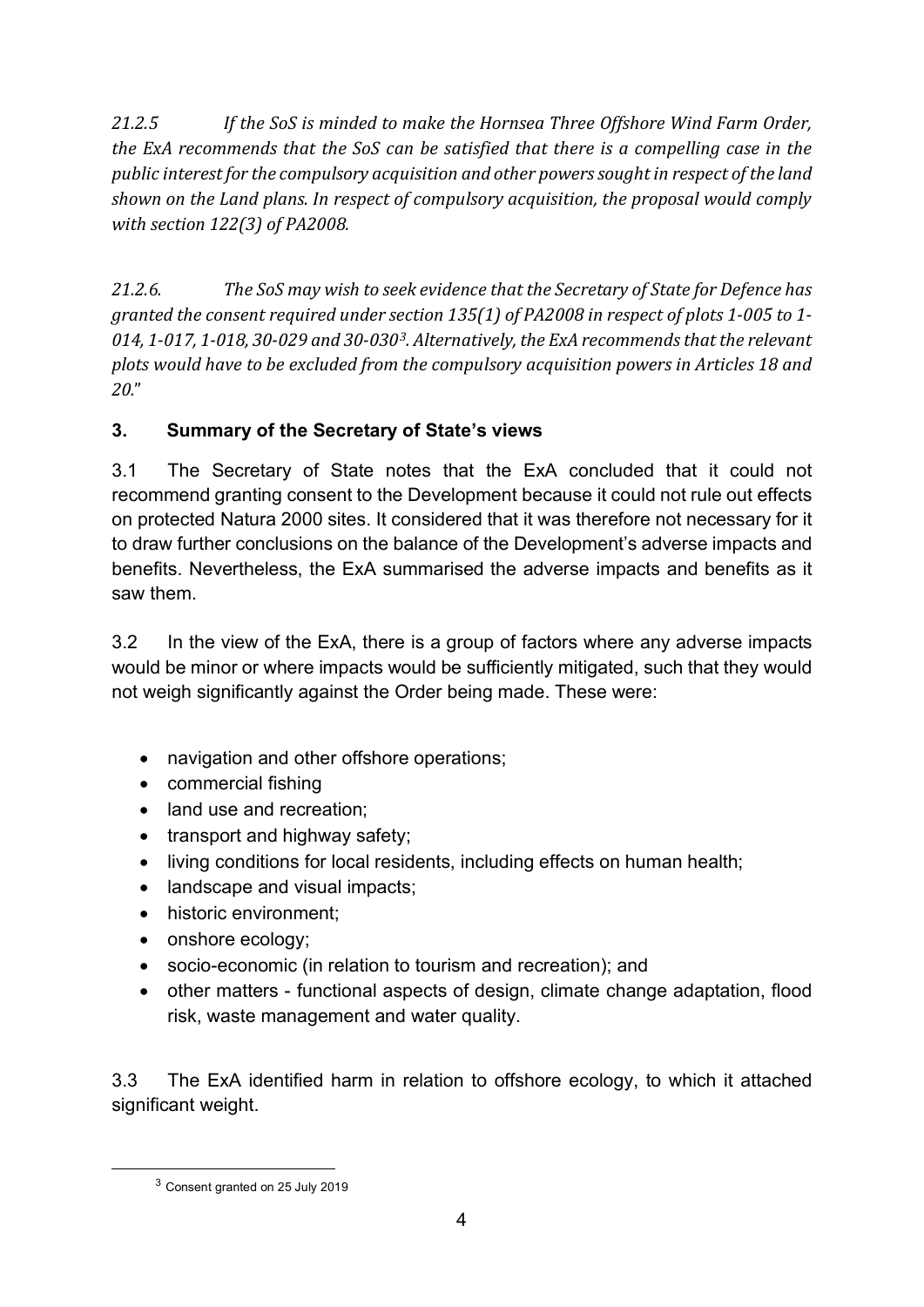*21.2.5 If the SoS is minded to make the Hornsea Three Offshore Wind Farm Order, the ExA recommends that the SoS can be satisfied that there is a compelling case in the public interest for the compulsory acquisition and other powers sought in respect of the land shown on the Land plans. In respect of compulsory acquisition, the proposal would comply with section 122(3) of PA2008.*

*21.2.6. The SoS may wish to seek evidence that the Secretary of State for Defence has granted the consent required under section 135(1) of PA2008 in respect of plots 1-005 to 1-014, 1-017, 1-018, 30-029 and 30-030[3]. Alternatively, the ExA recommends that the relevant plots would have to be excluded from the compulsory acquisition powers in Articles 18 and 20.*"

## 3. Summary of the Secretary of State's views

3.1 The Secretary of State notes that the ExA concluded that it could not recommend granting consent to the Development because it could not rule out effects on protected Natura 2000 sites. It considered that it was therefore not necessary for it to draw further conclusions on the balance of the Development's adverse impacts and benefits. Nevertheless, the ExA summarised the adverse impacts and benefits as it saw them.

3.2 In the view of the ExA, there is a group of factors where any adverse impacts would be minor or where impacts would be sufficiently mitigated, such that they would not weigh significantly against the Order being made. These were:

- navigation and other offshore operations;
- commercial fishing
- land use and recreation;
- transport and highway safety;
- living conditions for local residents, including effects on human health;
- landscape and visual impacts;
- historic environment;
- onshore ecology;
- socio-economic (in relation to tourism and recreation); and
- other matters - functional aspects of design, climate change adaptation, flood risk, waste management and water quality.

3.3 The ExA identified harm in relation to offshore ecology, to which it attached significant weight.

[3] Consent granted on 25 July 2019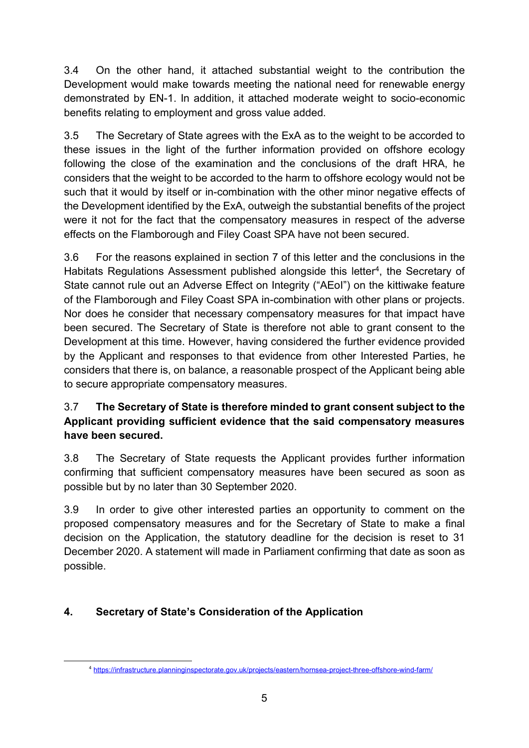3.4 On the other hand, it attached substantial weight to the contribution the Development would make towards meeting the national need for renewable energy demonstrated by EN-1. In addition, it attached moderate weight to socio-economic benefits relating to employment and gross value added.

3.5 The Secretary of State agrees with the ExA as to the weight to be accorded to these issues in the light of the further information provided on offshore ecology following the close of the examination and the conclusions of the draft HRA, he considers that the weight to be accorded to the harm to offshore ecology would not be such that it would by itself or in-combination with the other minor negative effects of the Development identified by the ExA, outweigh the substantial benefits of the project were it not for the fact that the compensatory measures in respect of the adverse effects on the Flamborough and Filey Coast SPA have not been secured.

3.6 For the reasons explained in section 7 of this letter and the conclusions in the Habitats Regulations Assessment published alongside this letter[4], the Secretary of State cannot rule out an Adverse Effect on Integrity ("AEoI") on the kittiwake feature of the Flamborough and Filey Coast SPA in-combination with other plans or projects. Nor does he consider that necessary compensatory measures for that impact have been secured. The Secretary of State is therefore not able to grant consent to the Development at this time. However, having considered the further evidence provided by the Applicant and responses to that evidence from other Interested Parties, he considers that there is, on balance, a reasonable prospect of the Applicant being able to secure appropriate compensatory measures.

3.7 **The Secretary of State is therefore minded to grant consent subject to the Applicant providing sufficient evidence that the said compensatory measures have been secured.**

3.8 The Secretary of State requests the Applicant provides further information confirming that sufficient compensatory measures have been secured as soon as possible but by no later than 30 September 2020.

3.9 In order to give other interested parties an opportunity to comment on the proposed compensatory measures and for the Secretary of State to make a final decision on the Application, the statutory deadline for the decision is reset to 31 December 2020. A statement will made in Parliament confirming that date as soon as possible.

## 4. Secretary of State's Consideration of the Application

[4] https://infrastructure.planninginspectorate.gov.uk/projects/eastern/hornsea-project-three-offshore-wind-farm/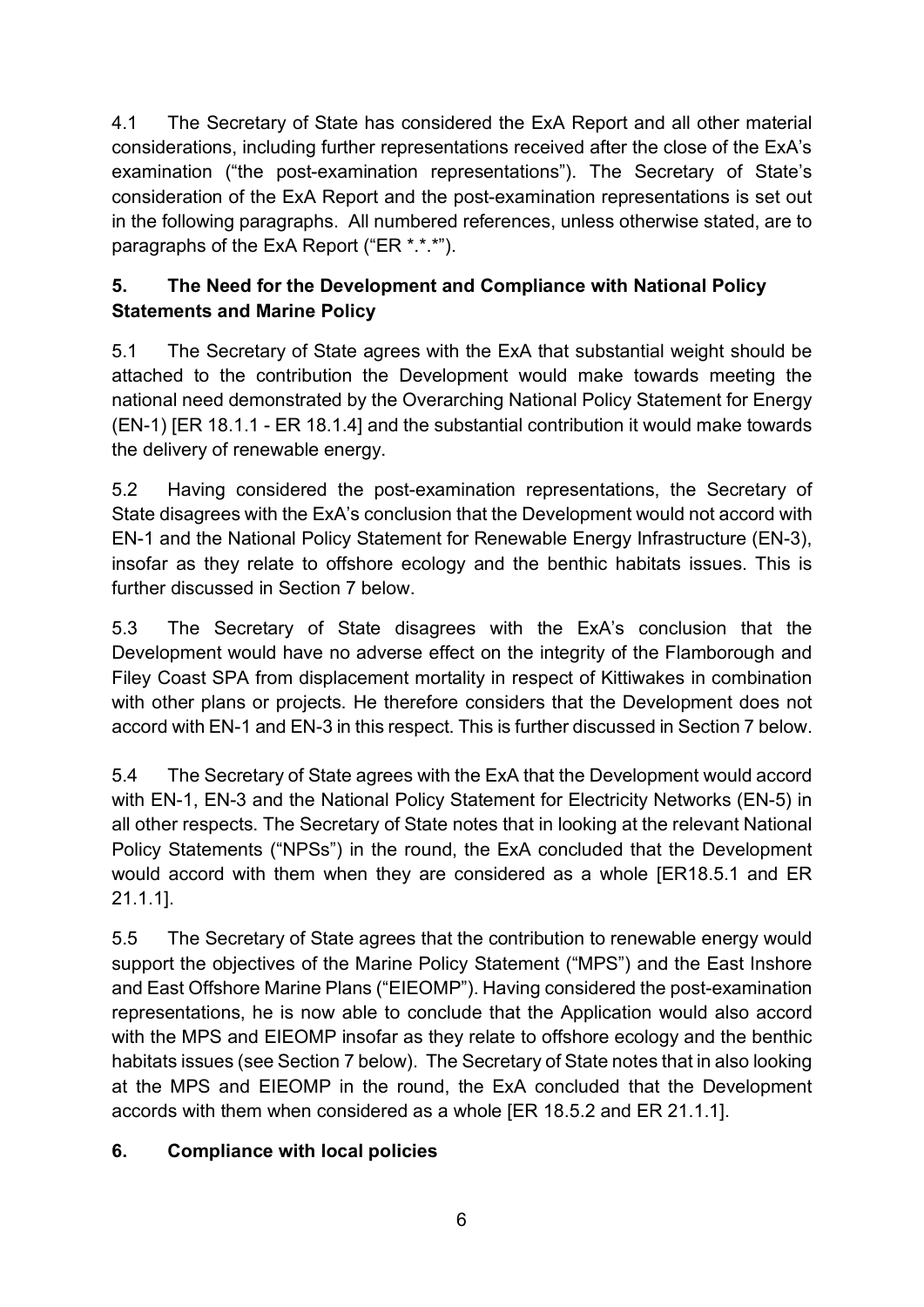4.1 The Secretary of State has considered the ExA Report and all other material considerations, including further representations received after the close of the ExA's examination ("the post-examination representations"). The Secretary of State's consideration of the ExA Report and the post-examination representations is set out in the following paragraphs. All numbered references, unless otherwise stated, are to paragraphs of the ExA Report ("ER *.*.*").

## 5. The Need for the Development and Compliance with National Policy Statements and Marine Policy

5.1 The Secretary of State agrees with the ExA that substantial weight should be attached to the contribution the Development would make towards meeting the national need demonstrated by the Overarching National Policy Statement for Energy (EN-1) [ER 18.1.1 - ER 18.1.4] and the substantial contribution it would make towards the delivery of renewable energy.

5.2 Having considered the post-examination representations, the Secretary of State disagrees with the ExA's conclusion that the Development would not accord with EN-1 and the National Policy Statement for Renewable Energy Infrastructure (EN-3), insofar as they relate to offshore ecology and the benthic habitats issues. This is further discussed in Section 7 below.

5.3 The Secretary of State disagrees with the ExA's conclusion that the Development would have no adverse effect on the integrity of the Flamborough and Filey Coast SPA from displacement mortality in respect of Kittiwakes in combination with other plans or projects. He therefore considers that the Development does not accord with EN-1 and EN-3 in this respect. This is further discussed in Section 7 below.

5.4 The Secretary of State agrees with the ExA that the Development would accord with EN-1, EN-3 and the National Policy Statement for Electricity Networks (EN-5) in all other respects. The Secretary of State notes that in looking at the relevant National Policy Statements ("NPSs") in the round, the ExA concluded that the Development would accord with them when they are considered as a whole [ER18.5.1 and ER 21.1.1].

5.5 The Secretary of State agrees that the contribution to renewable energy would support the objectives of the Marine Policy Statement ("MPS") and the East Inshore and East Offshore Marine Plans ("EIEOMP"). Having considered the post-examination representations, he is now able to conclude that the Application would also accord with the MPS and EIEOMP insofar as they relate to offshore ecology and the benthic habitats issues (see Section 7 below). The Secretary of State notes that in also looking at the MPS and EIEOMP in the round, the ExA concluded that the Development accords with them when considered as a whole [ER 18.5.2 and ER 21.1.1].

## 6. Compliance with local policies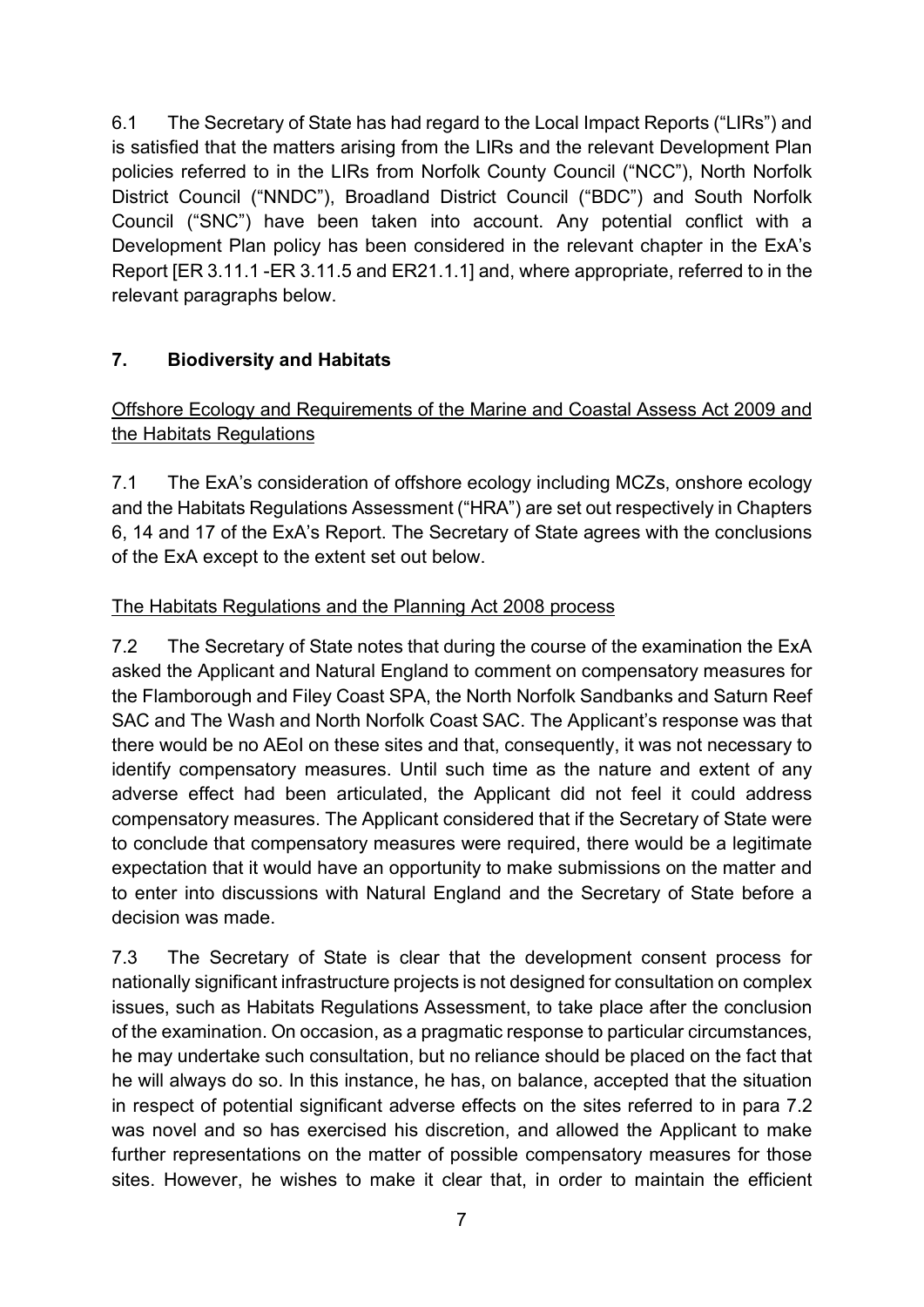6.1 The Secretary of State has had regard to the Local Impact Reports ("LIRs") and is satisfied that the matters arising from the LIRs and the relevant Development Plan policies referred to in the LIRs from Norfolk County Council ("NCC"), North Norfolk District Council ("NNDC"), Broadland District Council ("BDC") and South Norfolk Council ("SNC") have been taken into account. Any potential conflict with a Development Plan policy has been considered in the relevant chapter in the ExA's Report [ER 3.11.1 -ER 3.11.5 and ER21.1.1] and, where appropriate, referred to in the relevant paragraphs below.

## 7. Biodiversity and Habitats

Offshore Ecology and Requirements of the Marine and Coastal Assess Act 2009 and the Habitats Regulations

7.1 The ExA's consideration of offshore ecology including MCZs, onshore ecology and the Habitats Regulations Assessment ("HRA") are set out respectively in Chapters 6, 14 and 17 of the ExA's Report. The Secretary of State agrees with the conclusions of the ExA except to the extent set out below.

The Habitats Regulations and the Planning Act 2008 process

7.2 The Secretary of State notes that during the course of the examination the ExA asked the Applicant and Natural England to comment on compensatory measures for the Flamborough and Filey Coast SPA, the North Norfolk Sandbanks and Saturn Reef SAC and The Wash and North Norfolk Coast SAC. The Applicant's response was that there would be no AEoI on these sites and that, consequently, it was not necessary to identify compensatory measures. Until such time as the nature and extent of any adverse effect had been articulated, the Applicant did not feel it could address compensatory measures. The Applicant considered that if the Secretary of State were to conclude that compensatory measures were required, there would be a legitimate expectation that it would have an opportunity to make submissions on the matter and to enter into discussions with Natural England and the Secretary of State before a decision was made.

7.3 The Secretary of State is clear that the development consent process for nationally significant infrastructure projects is not designed for consultation on complex issues, such as Habitats Regulations Assessment, to take place after the conclusion of the examination. On occasion, as a pragmatic response to particular circumstances, he may undertake such consultation, but no reliance should be placed on the fact that he will always do so. In this instance, he has, on balance, accepted that the situation in respect of potential significant adverse effects on the sites referred to in para 7.2 was novel and so has exercised his discretion, and allowed the Applicant to make further representations on the matter of possible compensatory measures for those sites. However, he wishes to make it clear that, in order to maintain the efficient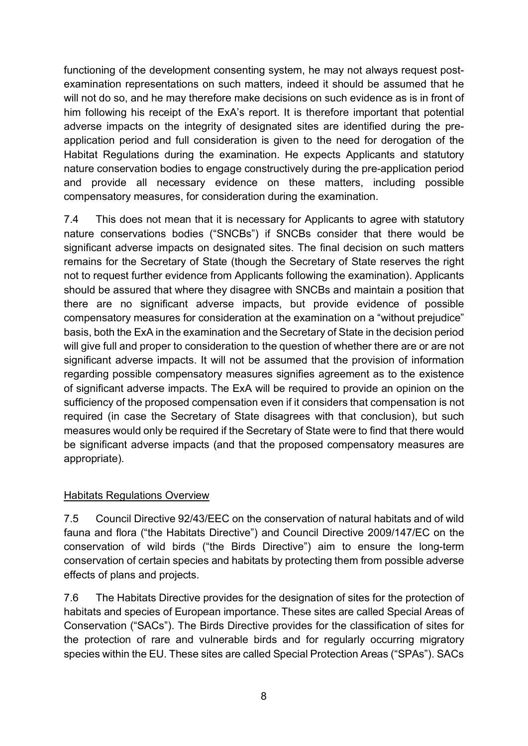functioning of the development consenting system, he may not always request post-examination representations on such matters, indeed it should be assumed that he will not do so, and he may therefore make decisions on such evidence as is in front of him following his receipt of the ExA's report. It is therefore important that potential adverse impacts on the integrity of designated sites are identified during the pre-application period and full consideration is given to the need for derogation of the Habitat Regulations during the examination. He expects Applicants and statutory nature conservation bodies to engage constructively during the pre-application period and provide all necessary evidence on these matters, including possible compensatory measures, for consideration during the examination.

7.4 This does not mean that it is necessary for Applicants to agree with statutory nature conservations bodies ("SNCBs") if SNCBs consider that there would be significant adverse impacts on designated sites. The final decision on such matters remains for the Secretary of State (though the Secretary of State reserves the right not to request further evidence from Applicants following the examination). Applicants should be assured that where they disagree with SNCBs and maintain a position that there are no significant adverse impacts, but provide evidence of possible compensatory measures for consideration at the examination on a "without prejudice" basis, both the ExA in the examination and the Secretary of State in the decision period will give full and proper to consideration to the question of whether there are or are not significant adverse impacts. It will not be assumed that the provision of information regarding possible compensatory measures signifies agreement as to the existence of significant adverse impacts. The ExA will be required to provide an opinion on the sufficiency of the proposed compensation even if it considers that compensation is not required (in case the Secretary of State disagrees with that conclusion), but such measures would only be required if the Secretary of State were to find that there would be significant adverse impacts (and that the proposed compensatory measures are appropriate).

Habitats Regulations Overview

7.5 Council Directive 92/43/EEC on the conservation of natural habitats and of wild fauna and flora ("the Habitats Directive") and Council Directive 2009/147/EC on the conservation of wild birds ("the Birds Directive") aim to ensure the long-term conservation of certain species and habitats by protecting them from possible adverse effects of plans and projects.

7.6 The Habitats Directive provides for the designation of sites for the protection of habitats and species of European importance. These sites are called Special Areas of Conservation ("SACs"). The Birds Directive provides for the classification of sites for the protection of rare and vulnerable birds and for regularly occurring migratory species within the EU. These sites are called Special Protection Areas ("SPAs"). SACs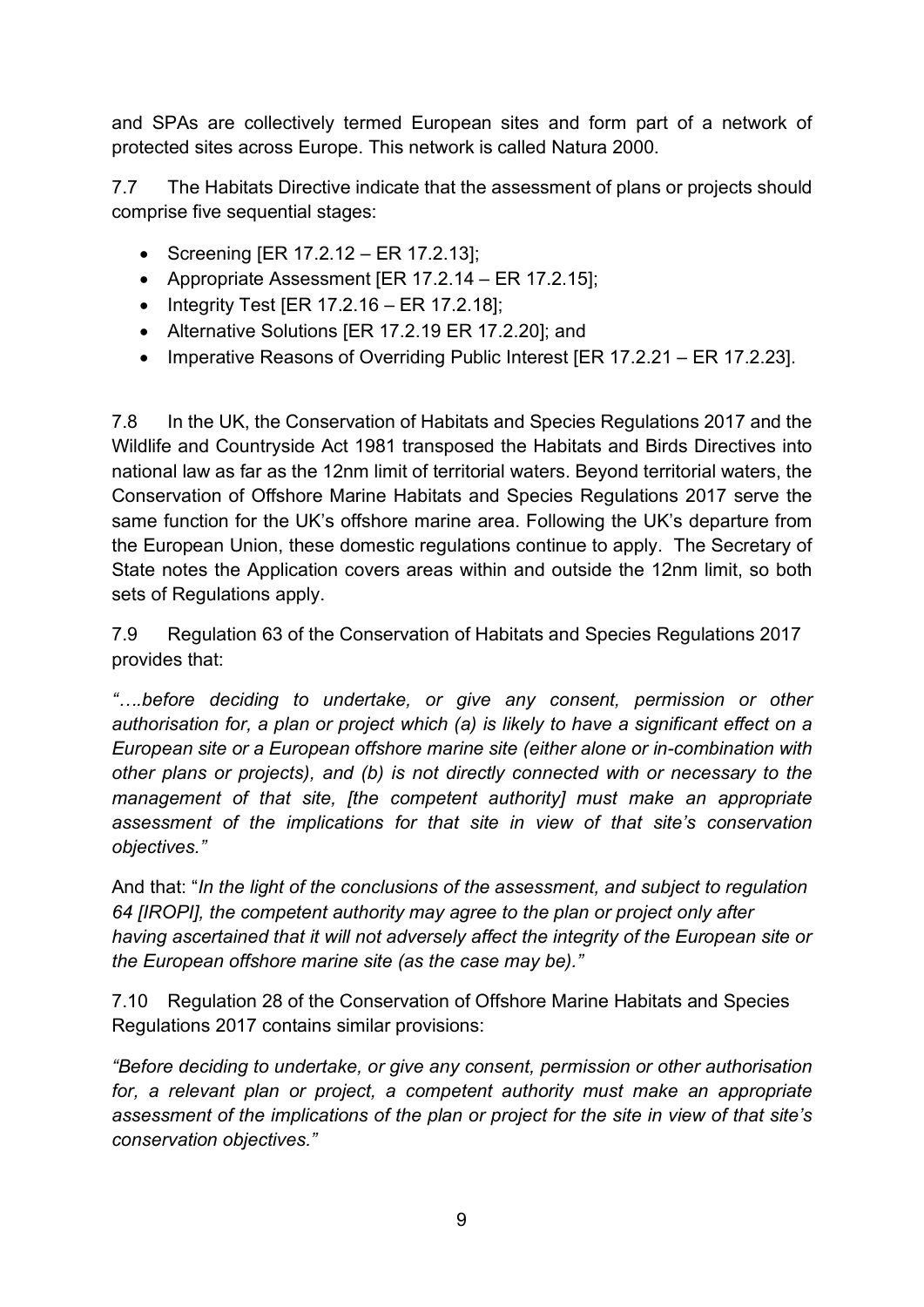and SPAs are collectively termed European sites and form part of a network of protected sites across Europe. This network is called Natura 2000.

7.7 The Habitats Directive indicate that the assessment of plans or projects should comprise five sequential stages:

- Screening [ER 17.2.12 – ER 17.2.13];
- Appropriate Assessment [ER 17.2.14 – ER 17.2.15];
- Integrity Test [ER 17.2.16 – ER 17.2.18];
- Alternative Solutions [ER 17.2.19 ER 17.2.20]; and
- Imperative Reasons of Overriding Public Interest [ER 17.2.21 – ER 17.2.23].

7.8 In the UK, the Conservation of Habitats and Species Regulations 2017 and the Wildlife and Countryside Act 1981 transposed the Habitats and Birds Directives into national law as far as the 12nm limit of territorial waters. Beyond territorial waters, the Conservation of Offshore Marine Habitats and Species Regulations 2017 serve the same function for the UK's offshore marine area. Following the UK's departure from the European Union, these domestic regulations continue to apply. The Secretary of State notes the Application covers areas within and outside the 12nm limit, so both sets of Regulations apply.

7.9 Regulation 63 of the Conservation of Habitats and Species Regulations 2017 provides that:

*"….before deciding to undertake, or give any consent, permission or other authorisation for, a plan or project which (a) is likely to have a significant effect on a European site or a European offshore marine site (either alone or in-combination with other plans or projects), and (b) is not directly connected with or necessary to the management of that site, [the competent authority] must make an appropriate assessment of the implications for that site in view of that site's conservation objectives."*

And that: "*In the light of the conclusions of the assessment, and subject to regulation 64 [IROPI], the competent authority may agree to the plan or project only after having ascertained that it will not adversely affect the integrity of the European site or the European offshore marine site (as the case may be)."*

7.10 Regulation 28 of the Conservation of Offshore Marine Habitats and Species Regulations 2017 contains similar provisions:

*"Before deciding to undertake, or give any consent, permission or other authorisation for, a relevant plan or project, a competent authority must make an appropriate assessment of the implications of the plan or project for the site in view of that site's conservation objectives."*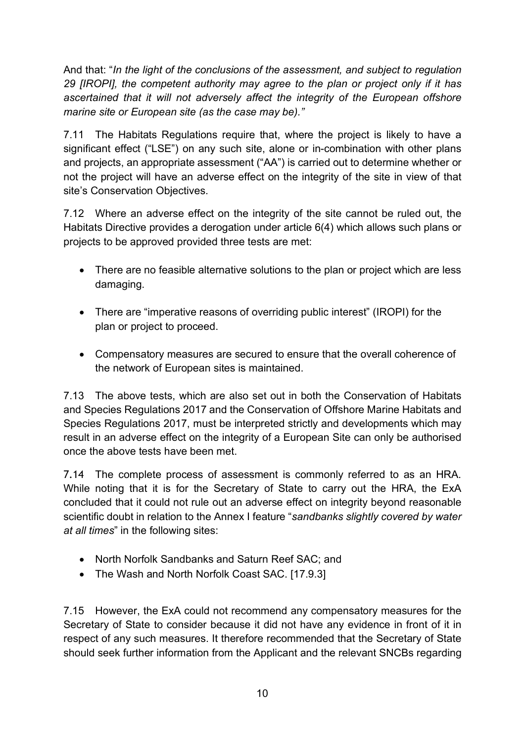And that: "*In the light of the conclusions of the assessment, and subject to regulation 29 [IROPI], the competent authority may agree to the plan or project only if it has ascertained that it will not adversely affect the integrity of the European offshore marine site or European site (as the case may be).*"

7.11 The Habitats Regulations require that, where the project is likely to have a significant effect ("LSE") on any such site, alone or in-combination with other plans and projects, an appropriate assessment ("AA") is carried out to determine whether or not the project will have an adverse effect on the integrity of the site in view of that site's Conservation Objectives.

7.12 Where an adverse effect on the integrity of the site cannot be ruled out, the Habitats Directive provides a derogation under article 6(4) which allows such plans or projects to be approved provided three tests are met:

- There are no feasible alternative solutions to the plan or project which are less damaging.
- There are "imperative reasons of overriding public interest" (IROPI) for the plan or project to proceed.
- Compensatory measures are secured to ensure that the overall coherence of the network of European sites is maintained.

7.13 The above tests, which are also set out in both the Conservation of Habitats and Species Regulations 2017 and the Conservation of Offshore Marine Habitats and Species Regulations 2017, must be interpreted strictly and developments which may result in an adverse effect on the integrity of a European Site can only be authorised once the above tests have been met.

7.14 The complete process of assessment is commonly referred to as an HRA. While noting that it is for the Secretary of State to carry out the HRA, the ExA concluded that it could not rule out an adverse effect on integrity beyond reasonable scientific doubt in relation to the Annex I feature "*sandbanks slightly covered by water at all times*" in the following sites:

- North Norfolk Sandbanks and Saturn Reef SAC; and
- The Wash and North Norfolk Coast SAC. [17.9.3]

7.15 However, the ExA could not recommend any compensatory measures for the Secretary of State to consider because it did not have any evidence in front of it in respect of any such measures. It therefore recommended that the Secretary of State should seek further information from the Applicant and the relevant SNCBs regarding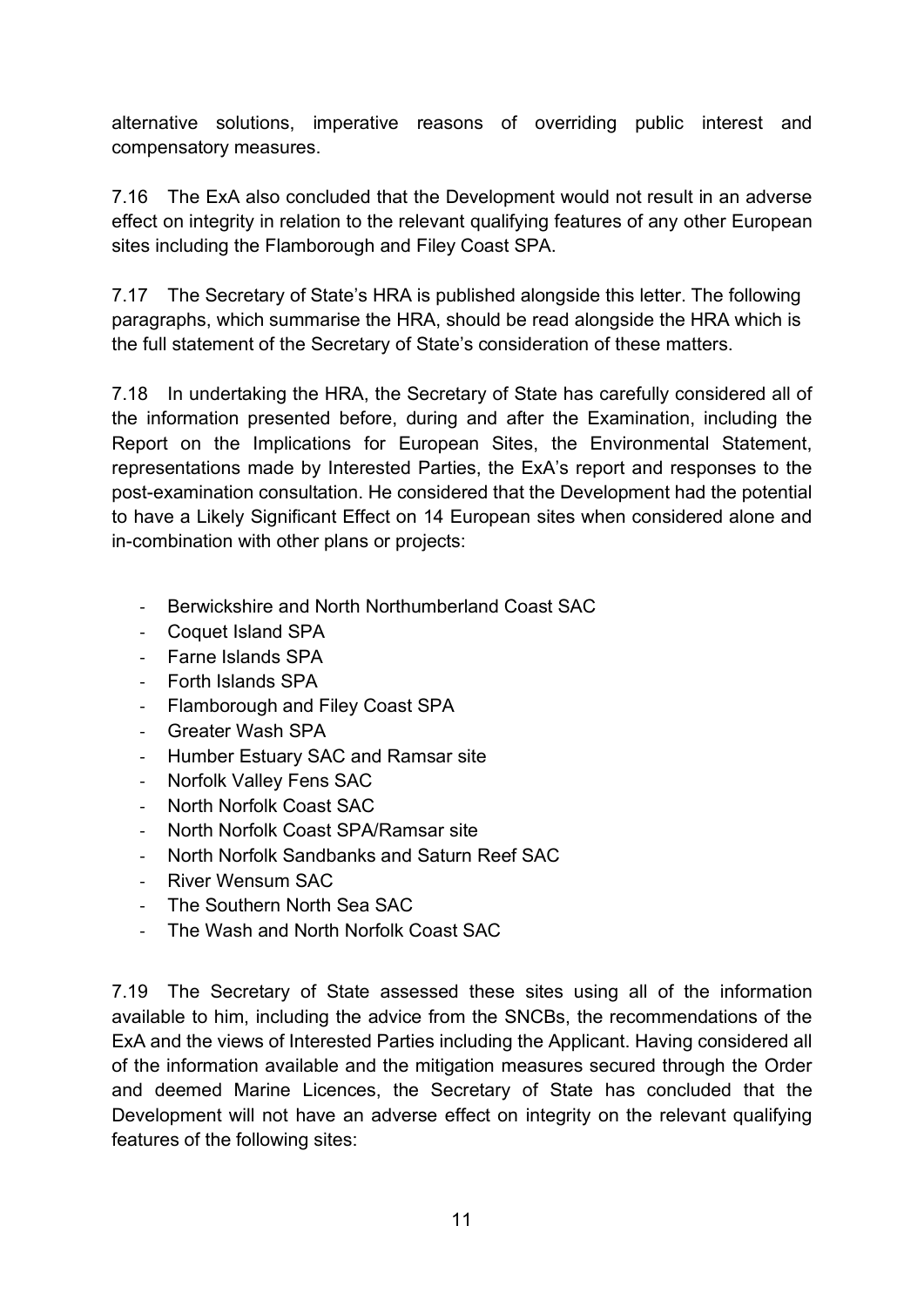alternative solutions, imperative reasons of overriding public interest and compensatory measures.

7.16 The ExA also concluded that the Development would not result in an adverse effect on integrity in relation to the relevant qualifying features of any other European sites including the Flamborough and Filey Coast SPA.

7.17 The Secretary of State's HRA is published alongside this letter. The following paragraphs, which summarise the HRA, should be read alongside the HRA which is the full statement of the Secretary of State's consideration of these matters.

7.18 In undertaking the HRA, the Secretary of State has carefully considered all of the information presented before, during and after the Examination, including the Report on the Implications for European Sites, the Environmental Statement, representations made by Interested Parties, the ExA's report and responses to the post-examination consultation. He considered that the Development had the potential to have a Likely Significant Effect on 14 European sites when considered alone and in-combination with other plans or projects:

- Berwickshire and North Northumberland Coast SAC
- Coquet Island SPA
- Farne Islands SPA
- Forth Islands SPA
- Flamborough and Filey Coast SPA
- Greater Wash SPA
- Humber Estuary SAC and Ramsar site
- Norfolk Valley Fens SAC
- North Norfolk Coast SAC
- North Norfolk Coast SPA/Ramsar site
- North Norfolk Sandbanks and Saturn Reef SAC
- River Wensum SAC
- The Southern North Sea SAC
- The Wash and North Norfolk Coast SAC

7.19 The Secretary of State assessed these sites using all of the information available to him, including the advice from the SNCBs, the recommendations of the ExA and the views of Interested Parties including the Applicant. Having considered all of the information available and the mitigation measures secured through the Order and deemed Marine Licences, the Secretary of State has concluded that the Development will not have an adverse effect on integrity on the relevant qualifying features of the following sites: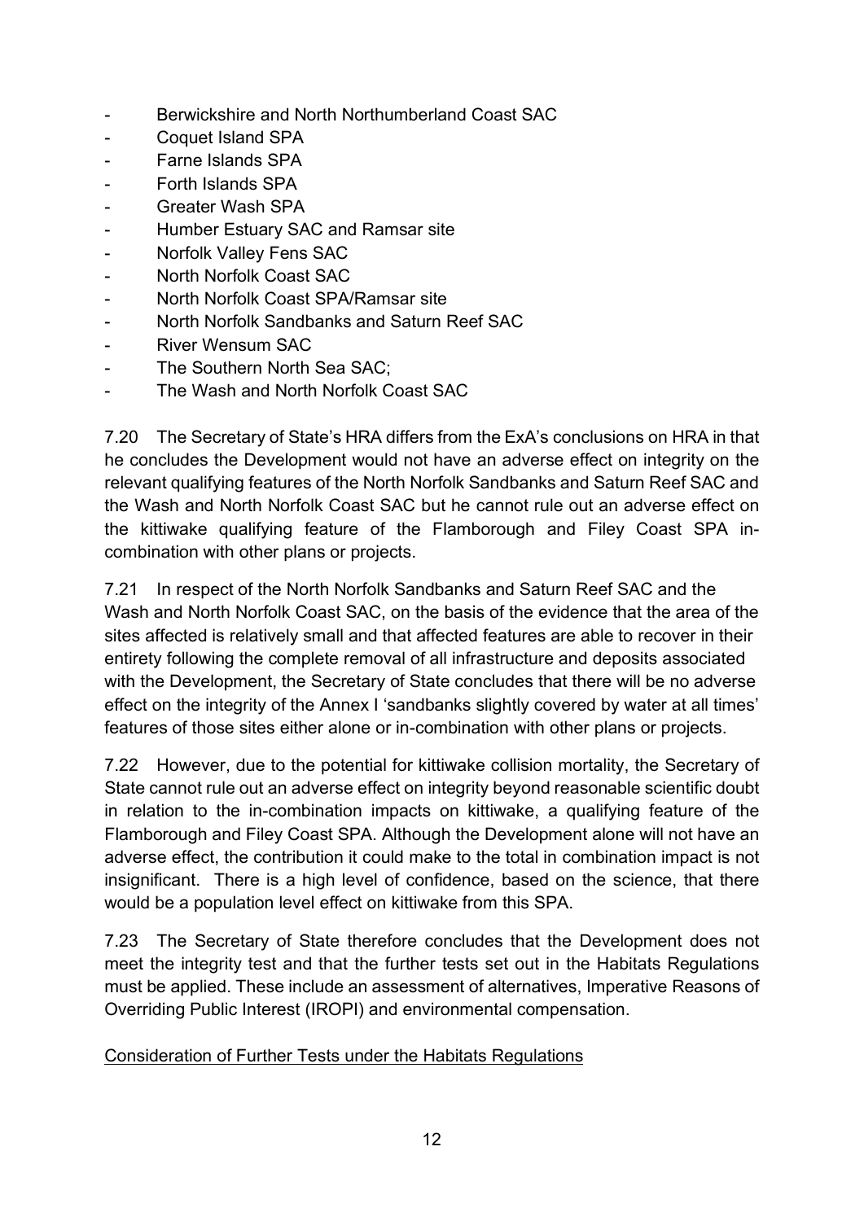- Berwickshire and North Northumberland Coast SAC
- Coquet Island SPA
- Farne Islands SPA
- Forth Islands SPA
- Greater Wash SPA
- Humber Estuary SAC and Ramsar site
- Norfolk Valley Fens SAC
- North Norfolk Coast SAC
- North Norfolk Coast SPA/Ramsar site
- North Norfolk Sandbanks and Saturn Reef SAC
- River Wensum SAC
- The Southern North Sea SAC;
- The Wash and North Norfolk Coast SAC

7.20 The Secretary of State's HRA differs from the ExA's conclusions on HRA in that he concludes the Development would not have an adverse effect on integrity on the relevant qualifying features of the North Norfolk Sandbanks and Saturn Reef SAC and the Wash and North Norfolk Coast SAC but he cannot rule out an adverse effect on the kittiwake qualifying feature of the Flamborough and Filey Coast SPA in-combination with other plans or projects.

7.21 In respect of the North Norfolk Sandbanks and Saturn Reef SAC and the Wash and North Norfolk Coast SAC, on the basis of the evidence that the area of the sites affected is relatively small and that affected features are able to recover in their entirety following the complete removal of all infrastructure and deposits associated with the Development, the Secretary of State concludes that there will be no adverse effect on the integrity of the Annex I 'sandbanks slightly covered by water at all times' features of those sites either alone or in-combination with other plans or projects.

7.22 However, due to the potential for kittiwake collision mortality, the Secretary of State cannot rule out an adverse effect on integrity beyond reasonable scientific doubt in relation to the in-combination impacts on kittiwake, a qualifying feature of the Flamborough and Filey Coast SPA. Although the Development alone will not have an adverse effect, the contribution it could make to the total in combination impact is not insignificant. There is a high level of confidence, based on the science, that there would be a population level effect on kittiwake from this SPA.

7.23 The Secretary of State therefore concludes that the Development does not meet the integrity test and that the further tests set out in the Habitats Regulations must be applied. These include an assessment of alternatives, Imperative Reasons of Overriding Public Interest (IROPI) and environmental compensation.

<u>Consideration of Further Tests under the Habitats Regulations</u>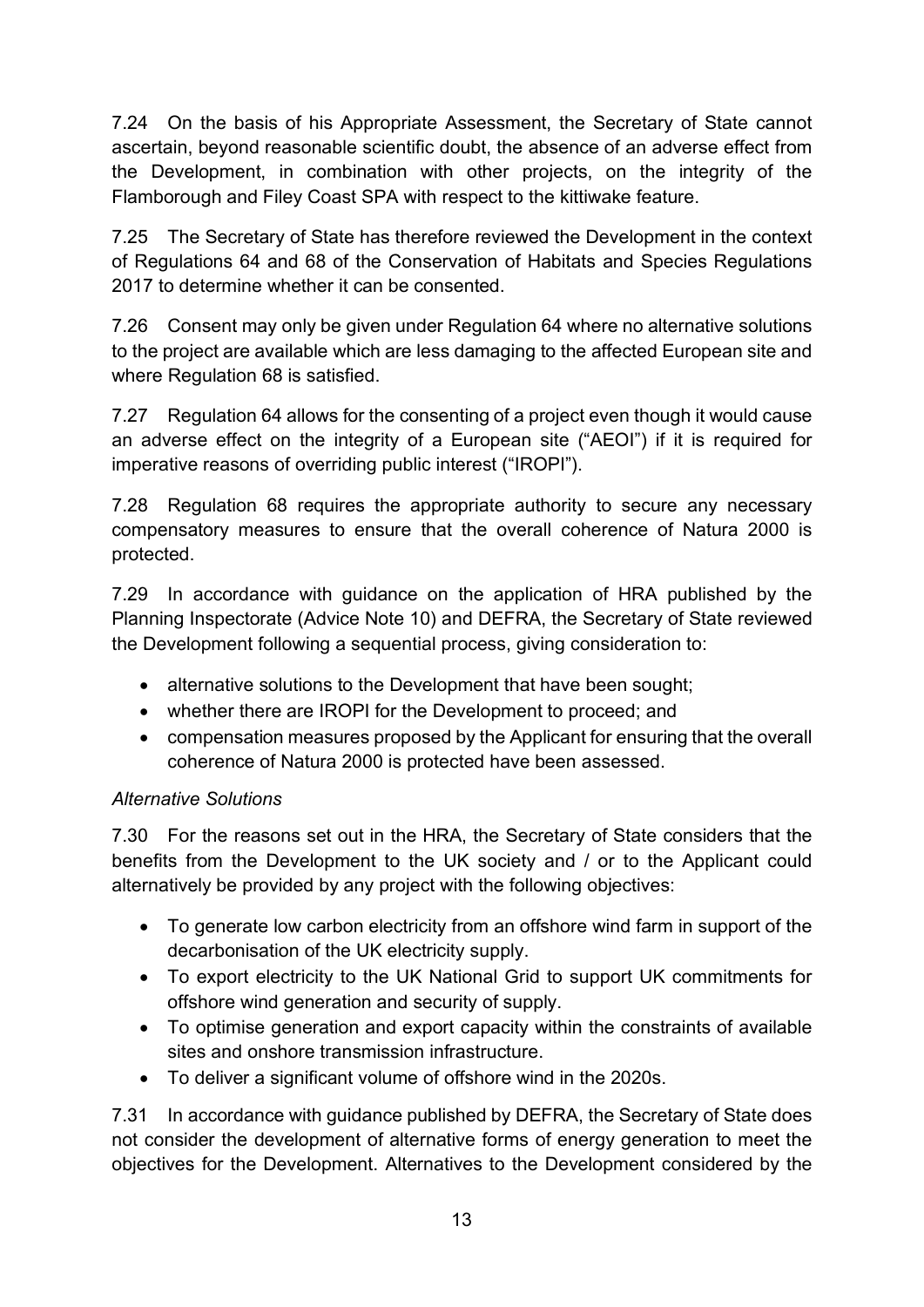7.24 On the basis of his Appropriate Assessment, the Secretary of State cannot ascertain, beyond reasonable scientific doubt, the absence of an adverse effect from the Development, in combination with other projects, on the integrity of the Flamborough and Filey Coast SPA with respect to the kittiwake feature.

7.25 The Secretary of State has therefore reviewed the Development in the context of Regulations 64 and 68 of the Conservation of Habitats and Species Regulations 2017 to determine whether it can be consented.

7.26 Consent may only be given under Regulation 64 where no alternative solutions to the project are available which are less damaging to the affected European site and where Regulation 68 is satisfied.

7.27 Regulation 64 allows for the consenting of a project even though it would cause an adverse effect on the integrity of a European site ("AEOI") if it is required for imperative reasons of overriding public interest ("IROPI").

7.28 Regulation 68 requires the appropriate authority to secure any necessary compensatory measures to ensure that the overall coherence of Natura 2000 is protected.

7.29 In accordance with guidance on the application of HRA published by the Planning Inspectorate (Advice Note 10) and DEFRA, the Secretary of State reviewed the Development following a sequential process, giving consideration to:

- alternative solutions to the Development that have been sought;
- whether there are IROPI for the Development to proceed; and
- compensation measures proposed by the Applicant for ensuring that the overall coherence of Natura 2000 is protected have been assessed.

*Alternative Solutions*

7.30 For the reasons set out in the HRA, the Secretary of State considers that the benefits from the Development to the UK society and / or to the Applicant could alternatively be provided by any project with the following objectives:

- To generate low carbon electricity from an offshore wind farm in support of the decarbonisation of the UK electricity supply.
- To export electricity to the UK National Grid to support UK commitments for offshore wind generation and security of supply.
- To optimise generation and export capacity within the constraints of available sites and onshore transmission infrastructure.
- To deliver a significant volume of offshore wind in the 2020s.

7.31 In accordance with guidance published by DEFRA, the Secretary of State does not consider the development of alternative forms of energy generation to meet the objectives for the Development. Alternatives to the Development considered by the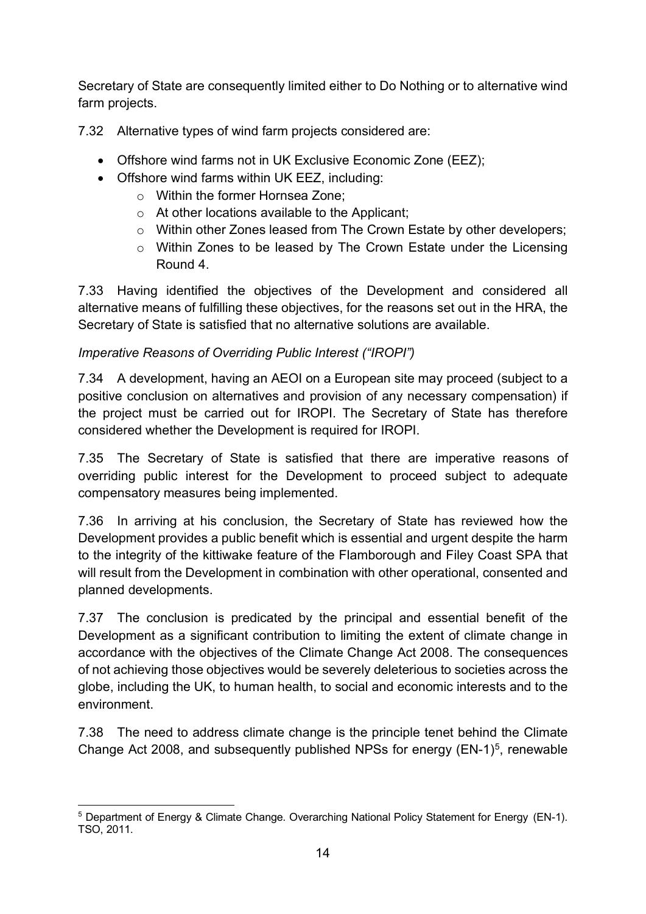Secretary of State are consequently limited either to Do Nothing or to alternative wind farm projects.

7.32 Alternative types of wind farm projects considered are:

- Offshore wind farms not in UK Exclusive Economic Zone (EEZ);
- Offshore wind farms within UK EEZ, including:
  - Within the former Hornsea Zone;
  - At other locations available to the Applicant;
  - Within other Zones leased from The Crown Estate by other developers;
  - Within Zones to be leased by The Crown Estate under the Licensing Round 4.

7.33 Having identified the objectives of the Development and considered all alternative means of fulfilling these objectives, for the reasons set out in the HRA, the Secretary of State is satisfied that no alternative solutions are available.

*Imperative Reasons of Overriding Public Interest ("IROPI")*

7.34 A development, having an AEOI on a European site may proceed (subject to a positive conclusion on alternatives and provision of any necessary compensation) if the project must be carried out for IROPI. The Secretary of State has therefore considered whether the Development is required for IROPI.

7.35 The Secretary of State is satisfied that there are imperative reasons of overriding public interest for the Development to proceed subject to adequate compensatory measures being implemented.

7.36 In arriving at his conclusion, the Secretary of State has reviewed how the Development provides a public benefit which is essential and urgent despite the harm to the integrity of the kittiwake feature of the Flamborough and Filey Coast SPA that will result from the Development in combination with other operational, consented and planned developments.

7.37 The conclusion is predicated by the principal and essential benefit of the Development as a significant contribution to limiting the extent of climate change in accordance with the objectives of the Climate Change Act 2008. The consequences of not achieving those objectives would be severely deleterious to societies across the globe, including the UK, to human health, to social and economic interests and to the environment.

7.38 The need to address climate change is the principle tenet behind the Climate Change Act 2008, and subsequently published NPSs for energy (EN-1)[5], renewable

[5] Department of Energy & Climate Change. Overarching National Policy Statement for Energy (EN-1). TSO, 2011.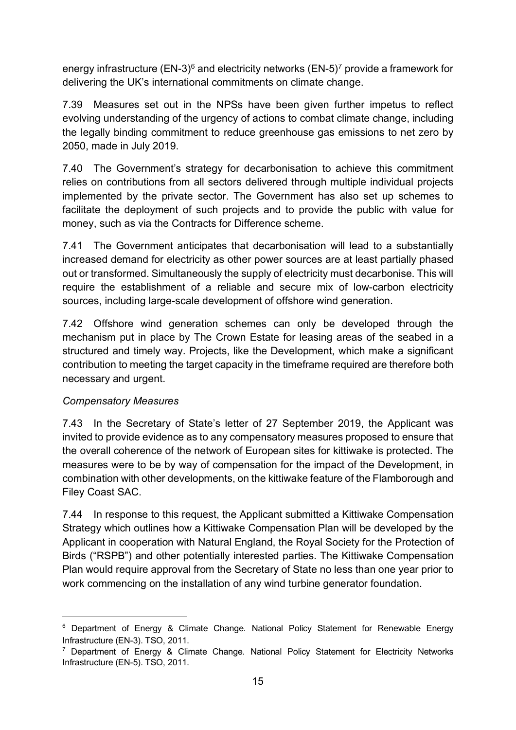energy infrastructure (EN-3)[6] and electricity networks (EN-5)[7] provide a framework for delivering the UK's international commitments on climate change.

7.39 Measures set out in the NPSs have been given further impetus to reflect evolving understanding of the urgency of actions to combat climate change, including the legally binding commitment to reduce greenhouse gas emissions to net zero by 2050, made in July 2019.

7.40 The Government's strategy for decarbonisation to achieve this commitment relies on contributions from all sectors delivered through multiple individual projects implemented by the private sector. The Government has also set up schemes to facilitate the deployment of such projects and to provide the public with value for money, such as via the Contracts for Difference scheme.

7.41 The Government anticipates that decarbonisation will lead to a substantially increased demand for electricity as other power sources are at least partially phased out or transformed. Simultaneously the supply of electricity must decarbonise. This will require the establishment of a reliable and secure mix of low-carbon electricity sources, including large-scale development of offshore wind generation.

7.42 Offshore wind generation schemes can only be developed through the mechanism put in place by The Crown Estate for leasing areas of the seabed in a structured and timely way. Projects, like the Development, which make a significant contribution to meeting the target capacity in the timeframe required are therefore both necessary and urgent.

*Compensatory Measures*

7.43 In the Secretary of State's letter of 27 September 2019, the Applicant was invited to provide evidence as to any compensatory measures proposed to ensure that the overall coherence of the network of European sites for kittiwake is protected. The measures were to be by way of compensation for the impact of the Development, in combination with other developments, on the kittiwake feature of the Flamborough and Filey Coast SAC.

7.44 In response to this request, the Applicant submitted a Kittiwake Compensation Strategy which outlines how a Kittiwake Compensation Plan will be developed by the Applicant in cooperation with Natural England, the Royal Society for the Protection of Birds ("RSPB") and other potentially interested parties. The Kittiwake Compensation Plan would require approval from the Secretary of State no less than one year prior to work commencing on the installation of any wind turbine generator foundation.

---

[6] Department of Energy & Climate Change. National Policy Statement for Renewable Energy Infrastructure (EN-3). TSO, 2011.

[7] Department of Energy & Climate Change. National Policy Statement for Electricity Networks Infrastructure (EN-5). TSO, 2011.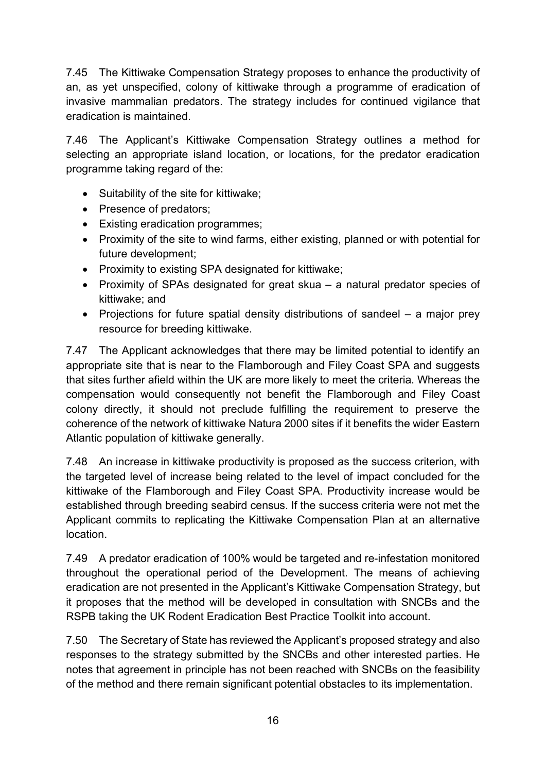7.45 The Kittiwake Compensation Strategy proposes to enhance the productivity of an, as yet unspecified, colony of kittiwake through a programme of eradication of invasive mammalian predators. The strategy includes for continued vigilance that eradication is maintained.

7.46 The Applicant's Kittiwake Compensation Strategy outlines a method for selecting an appropriate island location, or locations, for the predator eradication programme taking regard of the:

- Suitability of the site for kittiwake;
- Presence of predators;
- Existing eradication programmes;
- Proximity of the site to wind farms, either existing, planned or with potential for future development;
- Proximity to existing SPA designated for kittiwake;
- Proximity of SPAs designated for great skua – a natural predator species of kittiwake; and
- Projections for future spatial density distributions of sandeel – a major prey resource for breeding kittiwake.

7.47 The Applicant acknowledges that there may be limited potential to identify an appropriate site that is near to the Flamborough and Filey Coast SPA and suggests that sites further afield within the UK are more likely to meet the criteria. Whereas the compensation would consequently not benefit the Flamborough and Filey Coast colony directly, it should not preclude fulfilling the requirement to preserve the coherence of the network of kittiwake Natura 2000 sites if it benefits the wider Eastern Atlantic population of kittiwake generally.

7.48 An increase in kittiwake productivity is proposed as the success criterion, with the targeted level of increase being related to the level of impact concluded for the kittiwake of the Flamborough and Filey Coast SPA. Productivity increase would be established through breeding seabird census. If the success criteria were not met the Applicant commits to replicating the Kittiwake Compensation Plan at an alternative location.

7.49 A predator eradication of 100% would be targeted and re-infestation monitored throughout the operational period of the Development. The means of achieving eradication are not presented in the Applicant's Kittiwake Compensation Strategy, but it proposes that the method will be developed in consultation with SNCBs and the RSPB taking the UK Rodent Eradication Best Practice Toolkit into account.

7.50 The Secretary of State has reviewed the Applicant's proposed strategy and also responses to the strategy submitted by the SNCBs and other interested parties. He notes that agreement in principle has not been reached with SNCBs on the feasibility of the method and there remain significant potential obstacles to its implementation.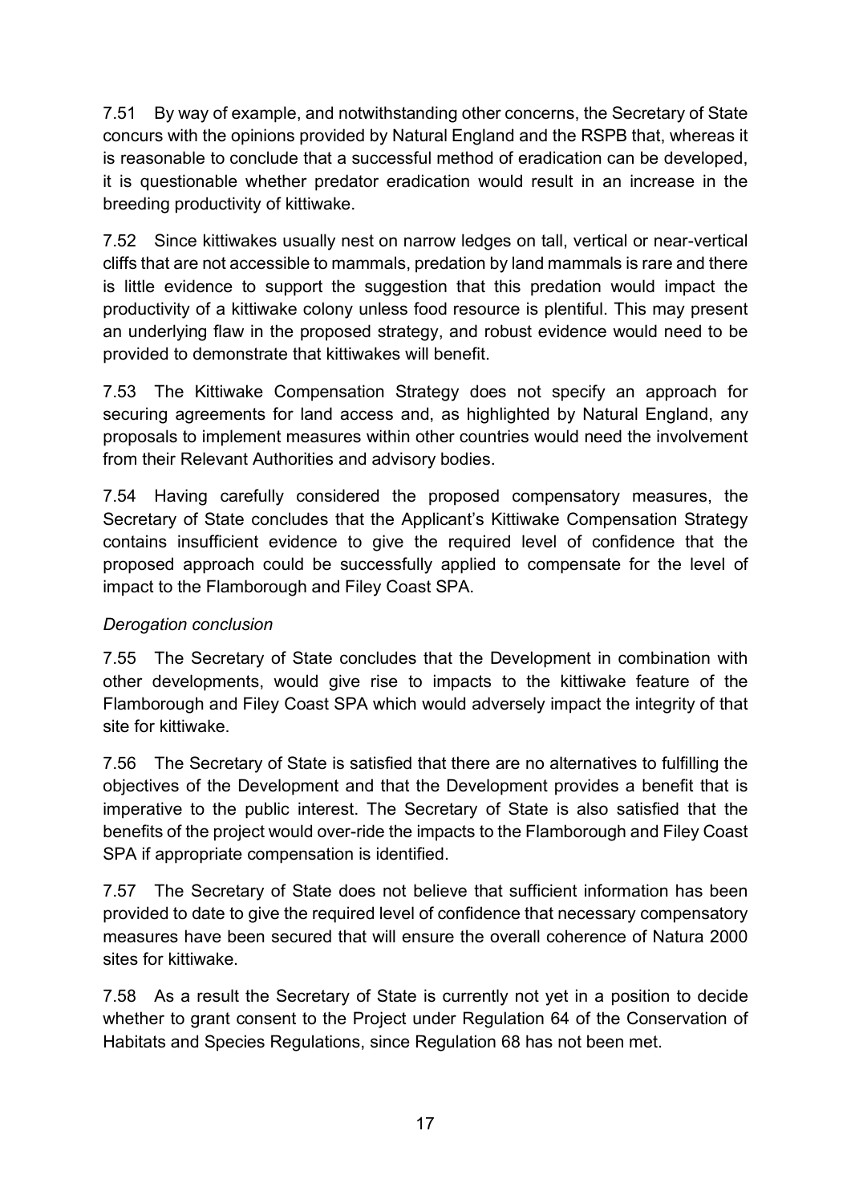7.51 By way of example, and notwithstanding other concerns, the Secretary of State concurs with the opinions provided by Natural England and the RSPB that, whereas it is reasonable to conclude that a successful method of eradication can be developed, it is questionable whether predator eradication would result in an increase in the breeding productivity of kittiwake.

7.52 Since kittiwakes usually nest on narrow ledges on tall, vertical or near-vertical cliffs that are not accessible to mammals, predation by land mammals is rare and there is little evidence to support the suggestion that this predation would impact the productivity of a kittiwake colony unless food resource is plentiful. This may present an underlying flaw in the proposed strategy, and robust evidence would need to be provided to demonstrate that kittiwakes will benefit.

7.53 The Kittiwake Compensation Strategy does not specify an approach for securing agreements for land access and, as highlighted by Natural England, any proposals to implement measures within other countries would need the involvement from their Relevant Authorities and advisory bodies.

7.54 Having carefully considered the proposed compensatory measures, the Secretary of State concludes that the Applicant's Kittiwake Compensation Strategy contains insufficient evidence to give the required level of confidence that the proposed approach could be successfully applied to compensate for the level of impact to the Flamborough and Filey Coast SPA.

*Derogation conclusion*

7.55 The Secretary of State concludes that the Development in combination with other developments, would give rise to impacts to the kittiwake feature of the Flamborough and Filey Coast SPA which would adversely impact the integrity of that site for kittiwake.

7.56 The Secretary of State is satisfied that there are no alternatives to fulfilling the objectives of the Development and that the Development provides a benefit that is imperative to the public interest. The Secretary of State is also satisfied that the benefits of the project would over-ride the impacts to the Flamborough and Filey Coast SPA if appropriate compensation is identified.

7.57 The Secretary of State does not believe that sufficient information has been provided to date to give the required level of confidence that necessary compensatory measures have been secured that will ensure the overall coherence of Natura 2000 sites for kittiwake.

7.58 As a result the Secretary of State is currently not yet in a position to decide whether to grant consent to the Project under Regulation 64 of the Conservation of Habitats and Species Regulations, since Regulation 68 has not been met.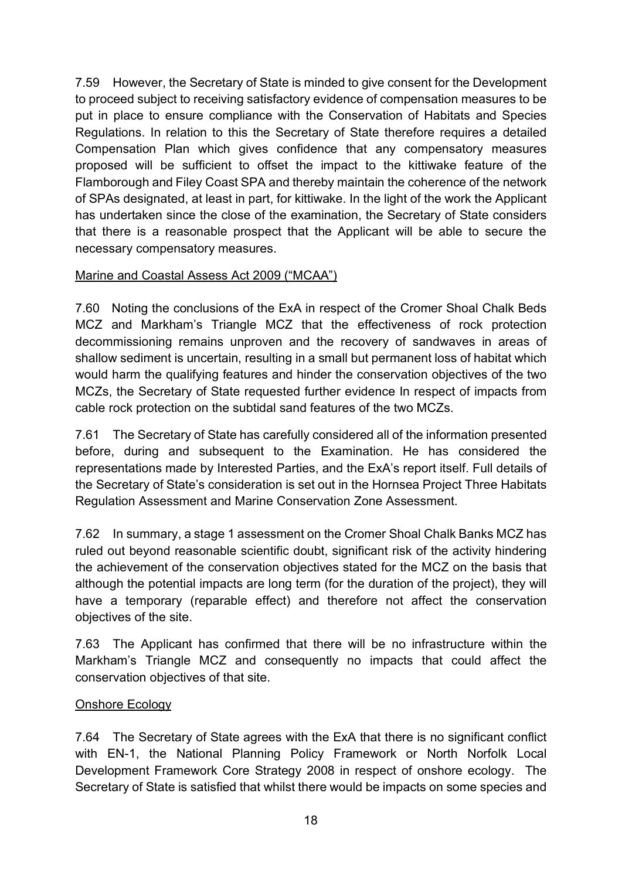7.59 However, the Secretary of State is minded to give consent for the Development to proceed subject to receiving satisfactory evidence of compensation measures to be put in place to ensure compliance with the Conservation of Habitats and Species Regulations. In relation to this the Secretary of State therefore requires a detailed Compensation Plan which gives confidence that any compensatory measures proposed will be sufficient to offset the impact to the kittiwake feature of the Flamborough and Filey Coast SPA and thereby maintain the coherence of the network of SPAs designated, at least in part, for kittiwake. In the light of the work the Applicant has undertaken since the close of the examination, the Secretary of State considers that there is a reasonable prospect that the Applicant will be able to secure the necessary compensatory measures.

Marine and Coastal Assess Act 2009 ("MCAA")

7.60 Noting the conclusions of the ExA in respect of the Cromer Shoal Chalk Beds MCZ and Markham's Triangle MCZ that the effectiveness of rock protection decommissioning remains unproven and the recovery of sandwaves in areas of shallow sediment is uncertain, resulting in a small but permanent loss of habitat which would harm the qualifying features and hinder the conservation objectives of the two MCZs, the Secretary of State requested further evidence In respect of impacts from cable rock protection on the subtidal sand features of the two MCZs.

7.61 The Secretary of State has carefully considered all of the information presented before, during and subsequent to the Examination. He has considered the representations made by Interested Parties, and the ExA's report itself. Full details of the Secretary of State's consideration is set out in the Hornsea Project Three Habitats Regulation Assessment and Marine Conservation Zone Assessment.

7.62 In summary, a stage 1 assessment on the Cromer Shoal Chalk Banks MCZ has ruled out beyond reasonable scientific doubt, significant risk of the activity hindering the achievement of the conservation objectives stated for the MCZ on the basis that although the potential impacts are long term (for the duration of the project), they will have a temporary (reparable effect) and therefore not affect the conservation objectives of the site.

7.63 The Applicant has confirmed that there will be no infrastructure within the Markham's Triangle MCZ and consequently no impacts that could affect the conservation objectives of that site.

Onshore Ecology

7.64 The Secretary of State agrees with the ExA that there is no significant conflict with EN-1, the National Planning Policy Framework or North Norfolk Local Development Framework Core Strategy 2008 in respect of onshore ecology. The Secretary of State is satisfied that whilst there would be impacts on some species and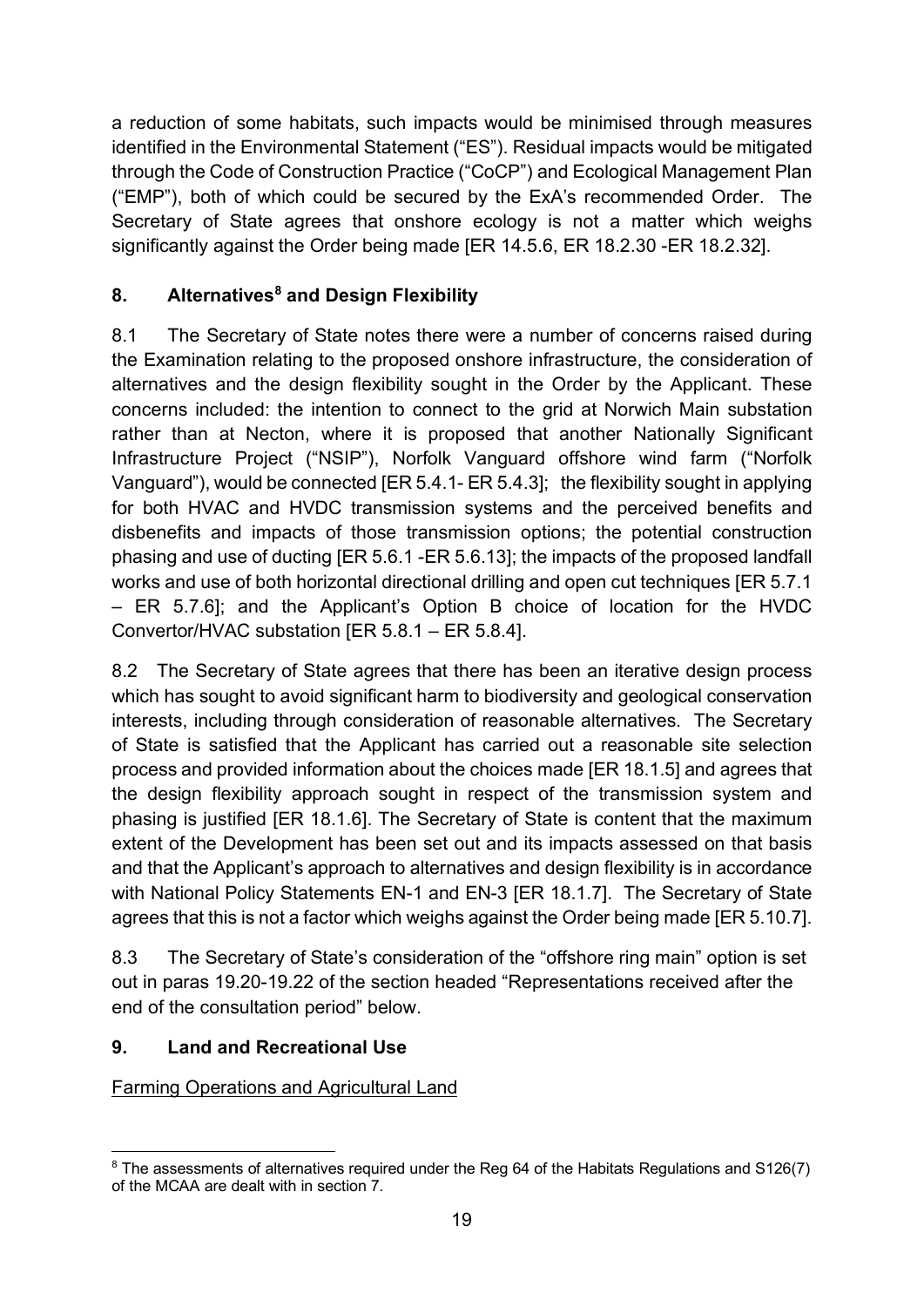a reduction of some habitats, such impacts would be minimised through measures identified in the Environmental Statement ("ES"). Residual impacts would be mitigated through the Code of Construction Practice ("CoCP") and Ecological Management Plan ("EMP"), both of which could be secured by the ExA's recommended Order. The Secretary of State agrees that onshore ecology is not a matter which weighs significantly against the Order being made [ER 14.5.6, ER 18.2.30 -ER 18.2.32].

## 8. Alternatives[8] and Design Flexibility

8.1 The Secretary of State notes there were a number of concerns raised during the Examination relating to the proposed onshore infrastructure, the consideration of alternatives and the design flexibility sought in the Order by the Applicant. These concerns included: the intention to connect to the grid at Norwich Main substation rather than at Necton, where it is proposed that another Nationally Significant Infrastructure Project ("NSIP"), Norfolk Vanguard offshore wind farm ("Norfolk Vanguard"), would be connected [ER 5.4.1- ER 5.4.3]; the flexibility sought in applying for both HVAC and HVDC transmission systems and the perceived benefits and disbenefits and impacts of those transmission options; the potential construction phasing and use of ducting [ER 5.6.1 -ER 5.6.13]; the impacts of the proposed landfall works and use of both horizontal directional drilling and open cut techniques [ER 5.7.1 – ER 5.7.6]; and the Applicant's Option B choice of location for the HVDC Convertor/HVAC substation [ER 5.8.1 – ER 5.8.4].

8.2 The Secretary of State agrees that there has been an iterative design process which has sought to avoid significant harm to biodiversity and geological conservation interests, including through consideration of reasonable alternatives. The Secretary of State is satisfied that the Applicant has carried out a reasonable site selection process and provided information about the choices made [ER 18.1.5] and agrees that the design flexibility approach sought in respect of the transmission system and phasing is justified [ER 18.1.6]. The Secretary of State is content that the maximum extent of the Development has been set out and its impacts assessed on that basis and that the Applicant's approach to alternatives and design flexibility is in accordance with National Policy Statements EN-1 and EN-3 [ER 18.1.7]. The Secretary of State agrees that this is not a factor which weighs against the Order being made [ER 5.10.7].

8.3 The Secretary of State's consideration of the "offshore ring main" option is set out in paras 19.20-19.22 of the section headed "Representations received after the end of the consultation period" below.

## 9. Land and Recreational Use

Farming Operations and Agricultural Land

[8] The assessments of alternatives required under the Reg 64 of the Habitats Regulations and S126(7) of the MCAA are dealt with in section 7.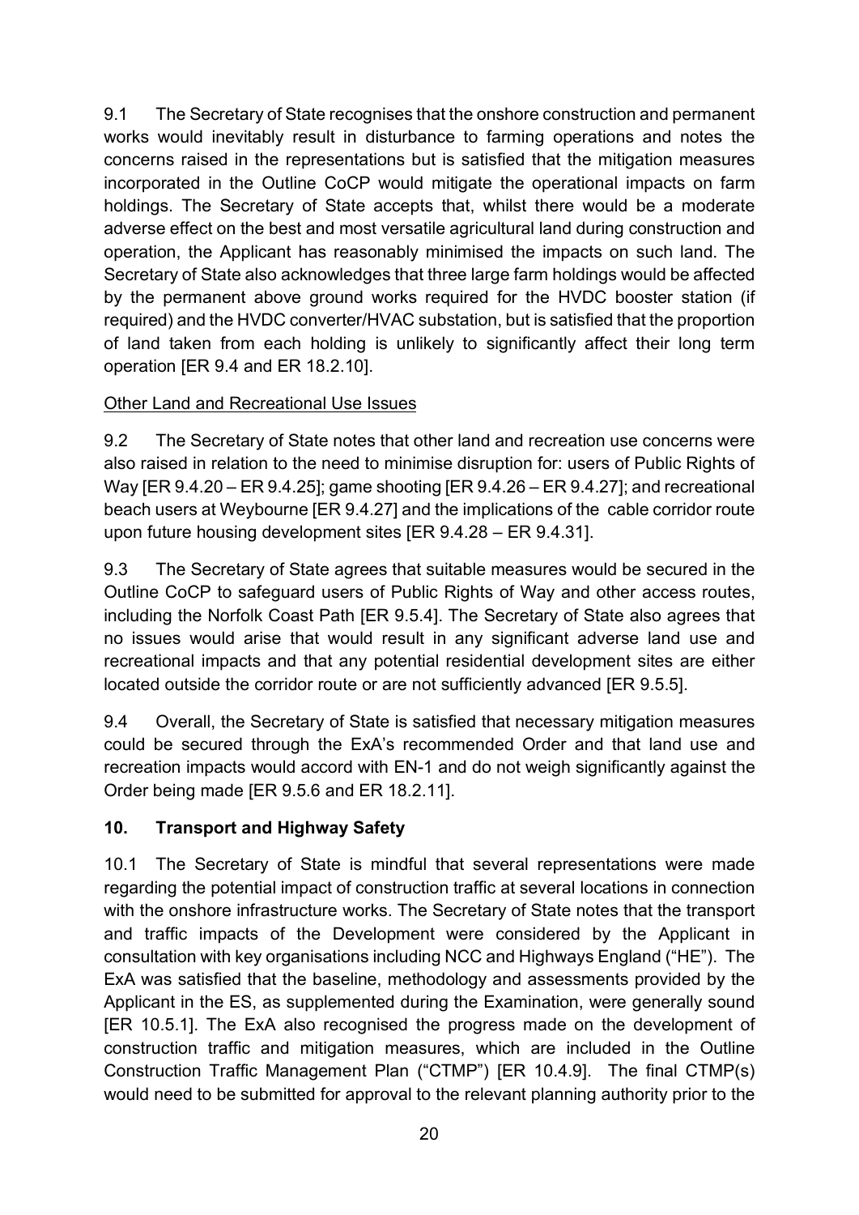9.1 The Secretary of State recognises that the onshore construction and permanent works would inevitably result in disturbance to farming operations and notes the concerns raised in the representations but is satisfied that the mitigation measures incorporated in the Outline CoCP would mitigate the operational impacts on farm holdings. The Secretary of State accepts that, whilst there would be a moderate adverse effect on the best and most versatile agricultural land during construction and operation, the Applicant has reasonably minimised the impacts on such land. The Secretary of State also acknowledges that three large farm holdings would be affected by the permanent above ground works required for the HVDC booster station (if required) and the HVDC converter/HVAC substation, but is satisfied that the proportion of land taken from each holding is unlikely to significantly affect their long term operation [ER 9.4 and ER 18.2.10].

Other Land and Recreational Use Issues

9.2 The Secretary of State notes that other land and recreation use concerns were also raised in relation to the need to minimise disruption for: users of Public Rights of Way [ER 9.4.20 – ER 9.4.25]; game shooting [ER 9.4.26 – ER 9.4.27]; and recreational beach users at Weybourne [ER 9.4.27] and the implications of the cable corridor route upon future housing development sites [ER 9.4.28 – ER 9.4.31].

9.3 The Secretary of State agrees that suitable measures would be secured in the Outline CoCP to safeguard users of Public Rights of Way and other access routes, including the Norfolk Coast Path [ER 9.5.4]. The Secretary of State also agrees that no issues would arise that would result in any significant adverse land use and recreational impacts and that any potential residential development sites are either located outside the corridor route or are not sufficiently advanced [ER 9.5.5].

9.4 Overall, the Secretary of State is satisfied that necessary mitigation measures could be secured through the ExA's recommended Order and that land use and recreation impacts would accord with EN-1 and do not weigh significantly against the Order being made [ER 9.5.6 and ER 18.2.11].

## 10. Transport and Highway Safety

10.1 The Secretary of State is mindful that several representations were made regarding the potential impact of construction traffic at several locations in connection with the onshore infrastructure works. The Secretary of State notes that the transport and traffic impacts of the Development were considered by the Applicant in consultation with key organisations including NCC and Highways England ("HE"). The ExA was satisfied that the baseline, methodology and assessments provided by the Applicant in the ES, as supplemented during the Examination, were generally sound [ER 10.5.1]. The ExA also recognised the progress made on the development of construction traffic and mitigation measures, which are included in the Outline Construction Traffic Management Plan ("CTMP") [ER 10.4.9]. The final CTMP(s) would need to be submitted for approval to the relevant planning authority prior to the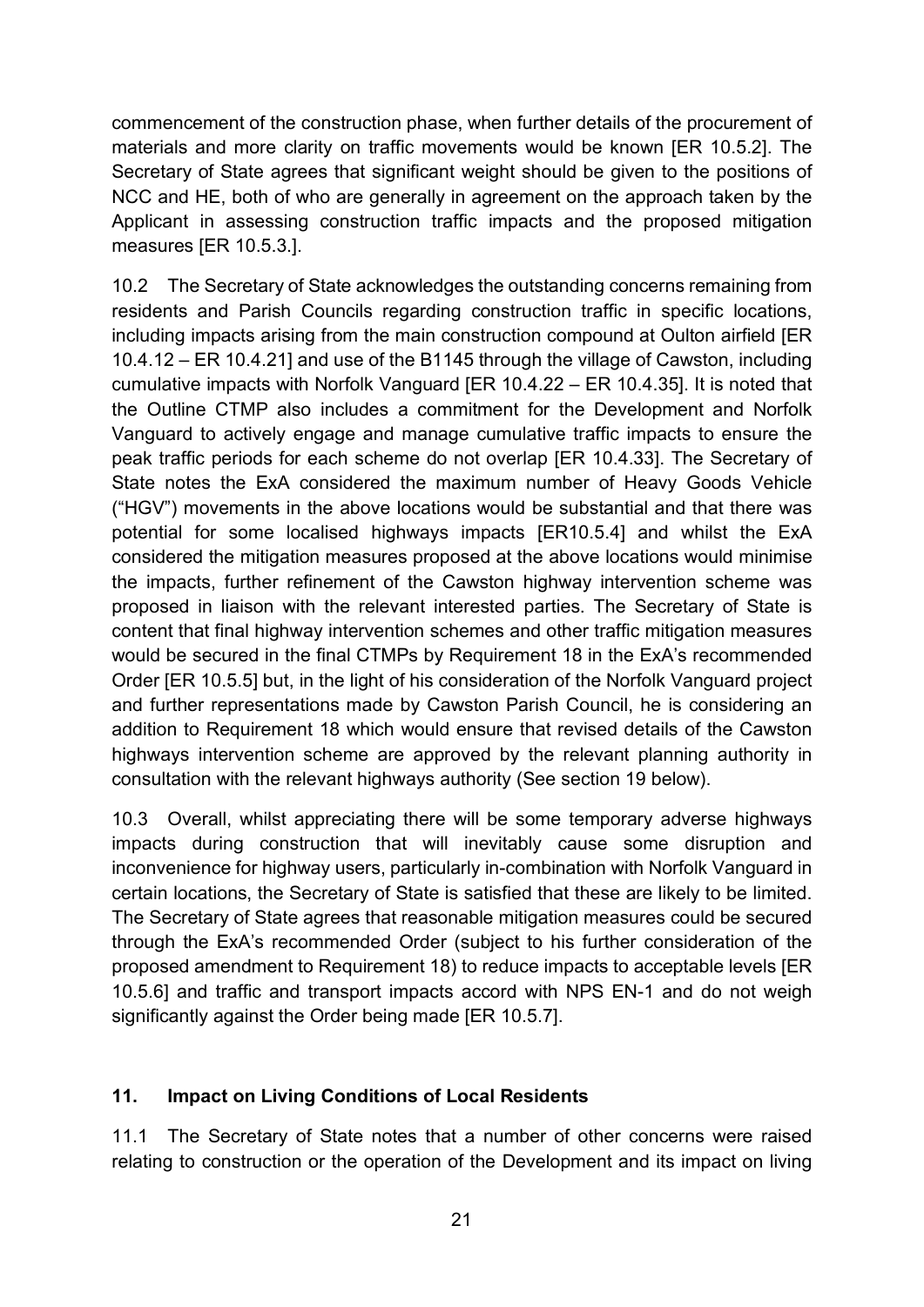commencement of the construction phase, when further details of the procurement of materials and more clarity on traffic movements would be known [ER 10.5.2]. The Secretary of State agrees that significant weight should be given to the positions of NCC and HE, both of who are generally in agreement on the approach taken by the Applicant in assessing construction traffic impacts and the proposed mitigation measures [ER 10.5.3.].

10.2 The Secretary of State acknowledges the outstanding concerns remaining from residents and Parish Councils regarding construction traffic in specific locations, including impacts arising from the main construction compound at Oulton airfield [ER 10.4.12 – ER 10.4.21] and use of the B1145 through the village of Cawston, including cumulative impacts with Norfolk Vanguard [ER 10.4.22 – ER 10.4.35]. It is noted that the Outline CTMP also includes a commitment for the Development and Norfolk Vanguard to actively engage and manage cumulative traffic impacts to ensure the peak traffic periods for each scheme do not overlap [ER 10.4.33]. The Secretary of State notes the ExA considered the maximum number of Heavy Goods Vehicle ("HGV") movements in the above locations would be substantial and that there was potential for some localised highways impacts [ER10.5.4] and whilst the ExA considered the mitigation measures proposed at the above locations would minimise the impacts, further refinement of the Cawston highway intervention scheme was proposed in liaison with the relevant interested parties. The Secretary of State is content that final highway intervention schemes and other traffic mitigation measures would be secured in the final CTMPs by Requirement 18 in the ExA's recommended Order [ER 10.5.5] but, in the light of his consideration of the Norfolk Vanguard project and further representations made by Cawston Parish Council, he is considering an addition to Requirement 18 which would ensure that revised details of the Cawston highways intervention scheme are approved by the relevant planning authority in consultation with the relevant highways authority (See section 19 below).

10.3 Overall, whilst appreciating there will be some temporary adverse highways impacts during construction that will inevitably cause some disruption and inconvenience for highway users, particularly in-combination with Norfolk Vanguard in certain locations, the Secretary of State is satisfied that these are likely to be limited. The Secretary of State agrees that reasonable mitigation measures could be secured through the ExA's recommended Order (subject to his further consideration of the proposed amendment to Requirement 18) to reduce impacts to acceptable levels [ER 10.5.6] and traffic and transport impacts accord with NPS EN-1 and do not weigh significantly against the Order being made [ER 10.5.7].

## 11. Impact on Living Conditions of Local Residents

11.1 The Secretary of State notes that a number of other concerns were raised relating to construction or the operation of the Development and its impact on living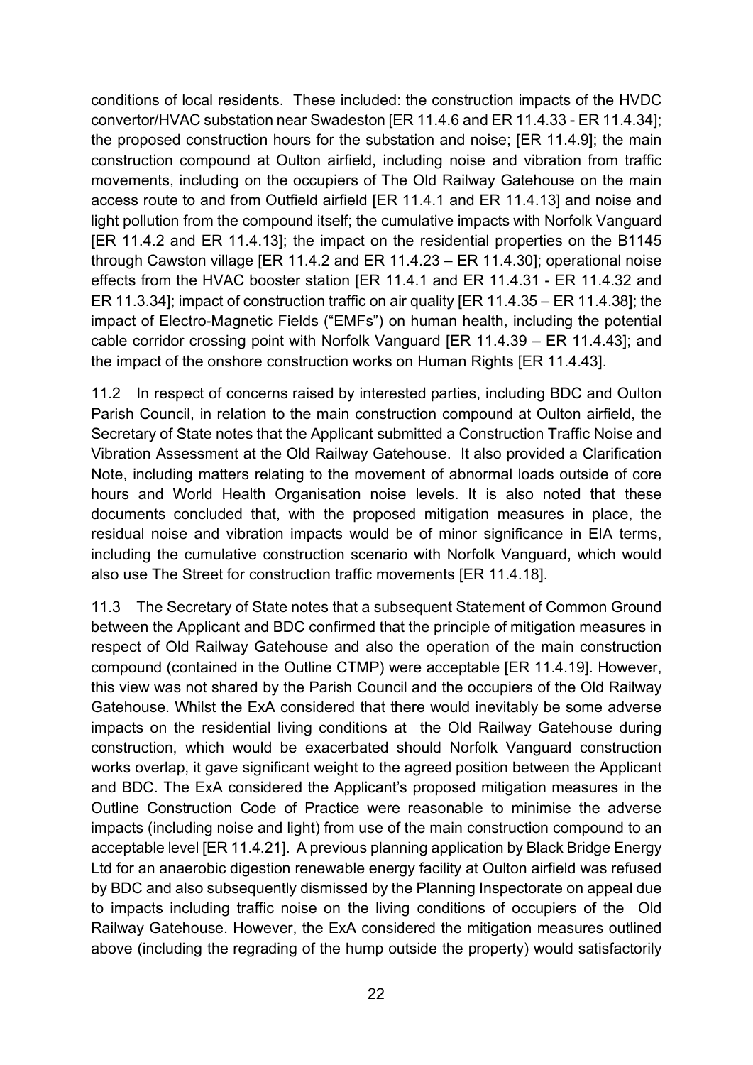conditions of local residents. These included: the construction impacts of the HVDC convertor/HVAC substation near Swadeston [ER 11.4.6 and ER 11.4.33 - ER 11.4.34]; the proposed construction hours for the substation and noise; [ER 11.4.9]; the main construction compound at Oulton airfield, including noise and vibration from traffic movements, including on the occupiers of The Old Railway Gatehouse on the main access route to and from Outfield airfield [ER 11.4.1 and ER 11.4.13] and noise and light pollution from the compound itself; the cumulative impacts with Norfolk Vanguard [ER 11.4.2 and ER 11.4.13]; the impact on the residential properties on the B1145 through Cawston village [ER 11.4.2 and ER 11.4.23 – ER 11.4.30]; operational noise effects from the HVAC booster station [ER 11.4.1 and ER 11.4.31 - ER 11.4.32 and ER 11.3.34]; impact of construction traffic on air quality [ER 11.4.35 – ER 11.4.38]; the impact of Electro-Magnetic Fields ("EMFs") on human health, including the potential cable corridor crossing point with Norfolk Vanguard [ER 11.4.39 – ER 11.4.43]; and the impact of the onshore construction works on Human Rights [ER 11.4.43].

11.2 In respect of concerns raised by interested parties, including BDC and Oulton Parish Council, in relation to the main construction compound at Oulton airfield, the Secretary of State notes that the Applicant submitted a Construction Traffic Noise and Vibration Assessment at the Old Railway Gatehouse. It also provided a Clarification Note, including matters relating to the movement of abnormal loads outside of core hours and World Health Organisation noise levels. It is also noted that these documents concluded that, with the proposed mitigation measures in place, the residual noise and vibration impacts would be of minor significance in EIA terms, including the cumulative construction scenario with Norfolk Vanguard, which would also use The Street for construction traffic movements [ER 11.4.18].

11.3 The Secretary of State notes that a subsequent Statement of Common Ground between the Applicant and BDC confirmed that the principle of mitigation measures in respect of Old Railway Gatehouse and also the operation of the main construction compound (contained in the Outline CTMP) were acceptable [ER 11.4.19]. However, this view was not shared by the Parish Council and the occupiers of the Old Railway Gatehouse. Whilst the ExA considered that there would inevitably be some adverse impacts on the residential living conditions at the Old Railway Gatehouse during construction, which would be exacerbated should Norfolk Vanguard construction works overlap, it gave significant weight to the agreed position between the Applicant and BDC. The ExA considered the Applicant's proposed mitigation measures in the Outline Construction Code of Practice were reasonable to minimise the adverse impacts (including noise and light) from use of the main construction compound to an acceptable level [ER 11.4.21]. A previous planning application by Black Bridge Energy Ltd for an anaerobic digestion renewable energy facility at Oulton airfield was refused by BDC and also subsequently dismissed by the Planning Inspectorate on appeal due to impacts including traffic noise on the living conditions of occupiers of the Old Railway Gatehouse. However, the ExA considered the mitigation measures outlined above (including the regrading of the hump outside the property) would satisfactorily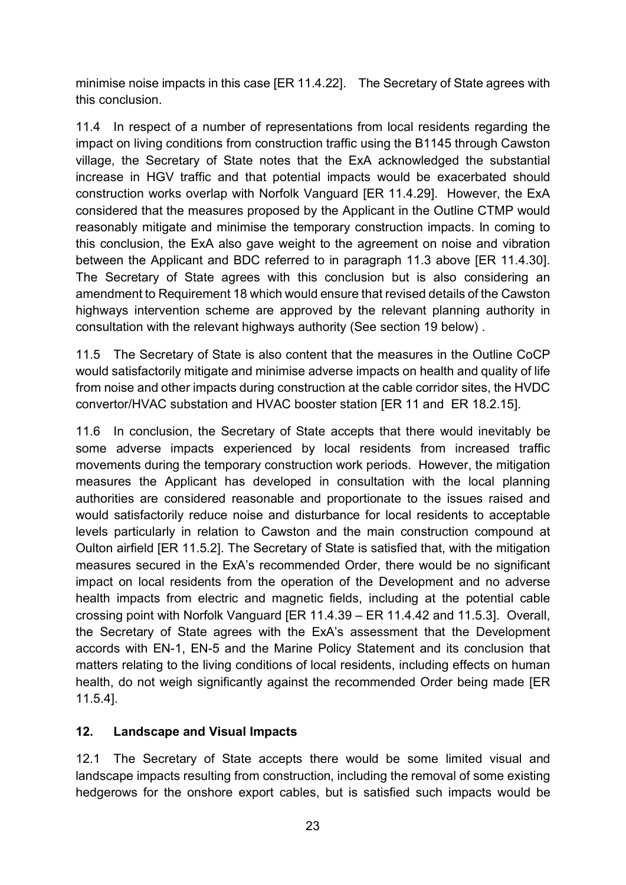minimise noise impacts in this case [ER 11.4.22]. The Secretary of State agrees with this conclusion.

11.4 In respect of a number of representations from local residents regarding the impact on living conditions from construction traffic using the B1145 through Cawston village, the Secretary of State notes that the ExA acknowledged the substantial increase in HGV traffic and that potential impacts would be exacerbated should construction works overlap with Norfolk Vanguard [ER 11.4.29]. However, the ExA considered that the measures proposed by the Applicant in the Outline CTMP would reasonably mitigate and minimise the temporary construction impacts. In coming to this conclusion, the ExA also gave weight to the agreement on noise and vibration between the Applicant and BDC referred to in paragraph 11.3 above [ER 11.4.30]. The Secretary of State agrees with this conclusion but is also considering an amendment to Requirement 18 which would ensure that revised details of the Cawston highways intervention scheme are approved by the relevant planning authority in consultation with the relevant highways authority (See section 19 below) .

11.5 The Secretary of State is also content that the measures in the Outline CoCP would satisfactorily mitigate and minimise adverse impacts on health and quality of life from noise and other impacts during construction at the cable corridor sites, the HVDC convertor/HVAC substation and HVAC booster station [ER 11 and ER 18.2.15].

11.6 In conclusion, the Secretary of State accepts that there would inevitably be some adverse impacts experienced by local residents from increased traffic movements during the temporary construction work periods. However, the mitigation measures the Applicant has developed in consultation with the local planning authorities are considered reasonable and proportionate to the issues raised and would satisfactorily reduce noise and disturbance for local residents to acceptable levels particularly in relation to Cawston and the main construction compound at Oulton airfield [ER 11.5.2]. The Secretary of State is satisfied that, with the mitigation measures secured in the ExA's recommended Order, there would be no significant impact on local residents from the operation of the Development and no adverse health impacts from electric and magnetic fields, including at the potential cable crossing point with Norfolk Vanguard [ER 11.4.39 – ER 11.4.42 and 11.5.3]. Overall, the Secretary of State agrees with the ExA's assessment that the Development accords with EN-1, EN-5 and the Marine Policy Statement and its conclusion that matters relating to the living conditions of local residents, including effects on human health, do not weigh significantly against the recommended Order being made [ER 11.5.4].

## 12. Landscape and Visual Impacts

12.1 The Secretary of State accepts there would be some limited visual and landscape impacts resulting from construction, including the removal of some existing hedgerows for the onshore export cables, but is satisfied such impacts would be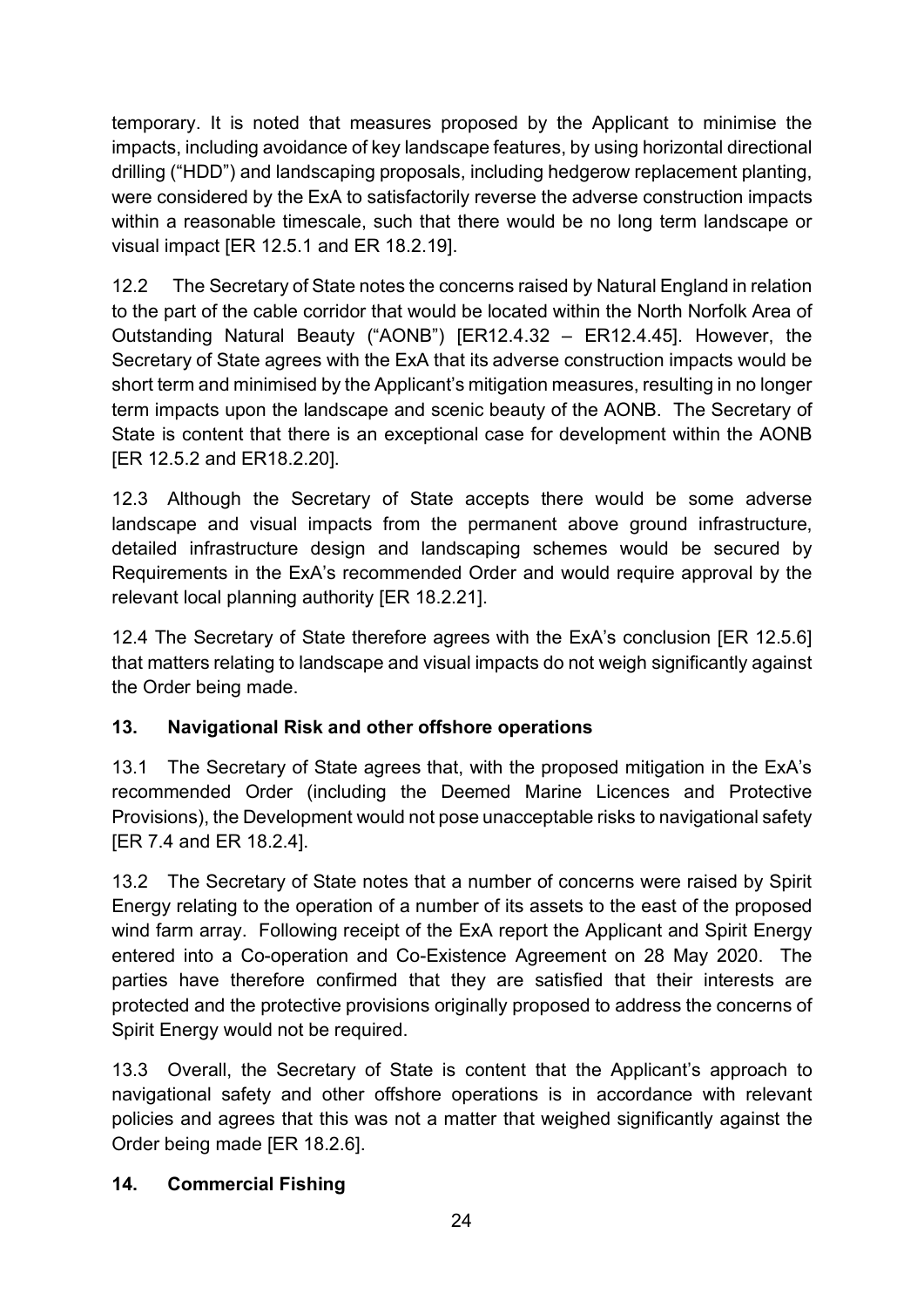temporary. It is noted that measures proposed by the Applicant to minimise the impacts, including avoidance of key landscape features, by using horizontal directional drilling ("HDD") and landscaping proposals, including hedgerow replacement planting, were considered by the ExA to satisfactorily reverse the adverse construction impacts within a reasonable timescale, such that there would be no long term landscape or visual impact [ER 12.5.1 and ER 18.2.19].

12.2 The Secretary of State notes the concerns raised by Natural England in relation to the part of the cable corridor that would be located within the North Norfolk Area of Outstanding Natural Beauty ("AONB") [ER12.4.32 – ER12.4.45]. However, the Secretary of State agrees with the ExA that its adverse construction impacts would be short term and minimised by the Applicant's mitigation measures, resulting in no longer term impacts upon the landscape and scenic beauty of the AONB. The Secretary of State is content that there is an exceptional case for development within the AONB [ER 12.5.2 and ER18.2.20].

12.3 Although the Secretary of State accepts there would be some adverse landscape and visual impacts from the permanent above ground infrastructure, detailed infrastructure design and landscaping schemes would be secured by Requirements in the ExA's recommended Order and would require approval by the relevant local planning authority [ER 18.2.21].

12.4 The Secretary of State therefore agrees with the ExA's conclusion [ER 12.5.6] that matters relating to landscape and visual impacts do not weigh significantly against the Order being made.

## 13. Navigational Risk and other offshore operations

13.1 The Secretary of State agrees that, with the proposed mitigation in the ExA's recommended Order (including the Deemed Marine Licences and Protective Provisions), the Development would not pose unacceptable risks to navigational safety [ER 7.4 and ER 18.2.4].

13.2 The Secretary of State notes that a number of concerns were raised by Spirit Energy relating to the operation of a number of its assets to the east of the proposed wind farm array. Following receipt of the ExA report the Applicant and Spirit Energy entered into a Co-operation and Co-Existence Agreement on 28 May 2020. The parties have therefore confirmed that they are satisfied that their interests are protected and the protective provisions originally proposed to address the concerns of Spirit Energy would not be required.

13.3 Overall, the Secretary of State is content that the Applicant's approach to navigational safety and other offshore operations is in accordance with relevant policies and agrees that this was not a matter that weighed significantly against the Order being made [ER 18.2.6].

## 14. Commercial Fishing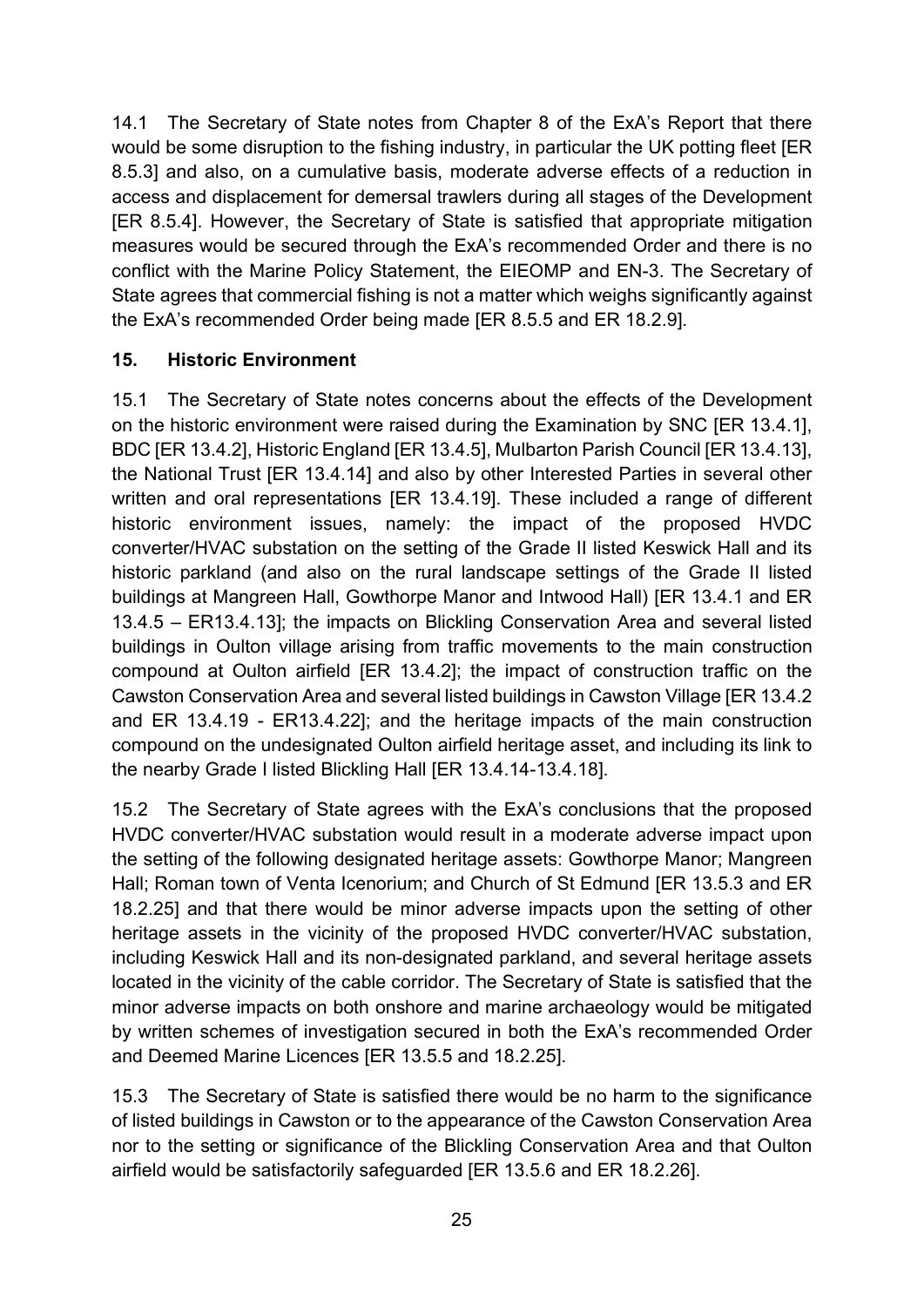14.1 The Secretary of State notes from Chapter 8 of the ExA's Report that there would be some disruption to the fishing industry, in particular the UK potting fleet [ER 8.5.3] and also, on a cumulative basis, moderate adverse effects of a reduction in access and displacement for demersal trawlers during all stages of the Development [ER 8.5.4]. However, the Secretary of State is satisfied that appropriate mitigation measures would be secured through the ExA's recommended Order and there is no conflict with the Marine Policy Statement, the EIEOMP and EN-3. The Secretary of State agrees that commercial fishing is not a matter which weighs significantly against the ExA's recommended Order being made [ER 8.5.5 and ER 18.2.9].

## 15. Historic Environment

15.1 The Secretary of State notes concerns about the effects of the Development on the historic environment were raised during the Examination by SNC [ER 13.4.1], BDC [ER 13.4.2], Historic England [ER 13.4.5], Mulbarton Parish Council [ER 13.4.13], the National Trust [ER 13.4.14] and also by other Interested Parties in several other written and oral representations [ER 13.4.19]. These included a range of different historic environment issues, namely: the impact of the proposed HVDC converter/HVAC substation on the setting of the Grade II listed Keswick Hall and its historic parkland (and also on the rural landscape settings of the Grade II listed buildings at Mangreen Hall, Gowthorpe Manor and Intwood Hall) [ER 13.4.1 and ER 13.4.5 – ER13.4.13]; the impacts on Blickling Conservation Area and several listed buildings in Oulton village arising from traffic movements to the main construction compound at Oulton airfield [ER 13.4.2]; the impact of construction traffic on the Cawston Conservation Area and several listed buildings in Cawston Village [ER 13.4.2 and ER 13.4.19 - ER13.4.22]; and the heritage impacts of the main construction compound on the undesignated Oulton airfield heritage asset, and including its link to the nearby Grade I listed Blickling Hall [ER 13.4.14-13.4.18].

15.2 The Secretary of State agrees with the ExA's conclusions that the proposed HVDC converter/HVAC substation would result in a moderate adverse impact upon the setting of the following designated heritage assets: Gowthorpe Manor; Mangreen Hall; Roman town of Venta Icenorium; and Church of St Edmund [ER 13.5.3 and ER 18.2.25] and that there would be minor adverse impacts upon the setting of other heritage assets in the vicinity of the proposed HVDC converter/HVAC substation, including Keswick Hall and its non-designated parkland, and several heritage assets located in the vicinity of the cable corridor. The Secretary of State is satisfied that the minor adverse impacts on both onshore and marine archaeology would be mitigated by written schemes of investigation secured in both the ExA's recommended Order and Deemed Marine Licences [ER 13.5.5 and 18.2.25].

15.3 The Secretary of State is satisfied there would be no harm to the significance of listed buildings in Cawston or to the appearance of the Cawston Conservation Area nor to the setting or significance of the Blickling Conservation Area and that Oulton airfield would be satisfactorily safeguarded [ER 13.5.6 and ER 18.2.26].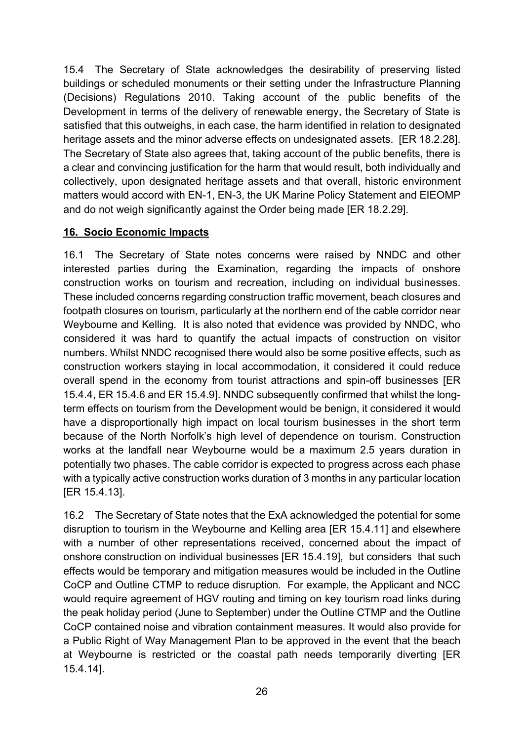15.4 The Secretary of State acknowledges the desirability of preserving listed buildings or scheduled monuments or their setting under the Infrastructure Planning (Decisions) Regulations 2010. Taking account of the public benefits of the Development in terms of the delivery of renewable energy, the Secretary of State is satisfied that this outweighs, in each case, the harm identified in relation to designated heritage assets and the minor adverse effects on undesignated assets. [ER 18.2.28]. The Secretary of State also agrees that, taking account of the public benefits, there is a clear and convincing justification for the harm that would result, both individually and collectively, upon designated heritage assets and that overall, historic environment matters would accord with EN-1, EN-3, the UK Marine Policy Statement and EIEOMP and do not weigh significantly against the Order being made [ER 18.2.29].

## 16. Socio Economic Impacts

16.1 The Secretary of State notes concerns were raised by NNDC and other interested parties during the Examination, regarding the impacts of onshore construction works on tourism and recreation, including on individual businesses. These included concerns regarding construction traffic movement, beach closures and footpath closures on tourism, particularly at the northern end of the cable corridor near Weybourne and Kelling. It is also noted that evidence was provided by NNDC, who considered it was hard to quantify the actual impacts of construction on visitor numbers. Whilst NNDC recognised there would also be some positive effects, such as construction workers staying in local accommodation, it considered it could reduce overall spend in the economy from tourist attractions and spin-off businesses [ER 15.4.4, ER 15.4.6 and ER 15.4.9]. NNDC subsequently confirmed that whilst the long-term effects on tourism from the Development would be benign, it considered it would have a disproportionally high impact on local tourism businesses in the short term because of the North Norfolk's high level of dependence on tourism. Construction works at the landfall near Weybourne would be a maximum 2.5 years duration in potentially two phases. The cable corridor is expected to progress across each phase with a typically active construction works duration of 3 months in any particular location [ER 15.4.13].

16.2 The Secretary of State notes that the ExA acknowledged the potential for some disruption to tourism in the Weybourne and Kelling area [ER 15.4.11] and elsewhere with a number of other representations received, concerned about the impact of onshore construction on individual businesses [ER 15.4.19], but considers that such effects would be temporary and mitigation measures would be included in the Outline CoCP and Outline CTMP to reduce disruption. For example, the Applicant and NCC would require agreement of HGV routing and timing on key tourism road links during the peak holiday period (June to September) under the Outline CTMP and the Outline CoCP contained noise and vibration containment measures. It would also provide for a Public Right of Way Management Plan to be approved in the event that the beach at Weybourne is restricted or the coastal path needs temporarily diverting [ER 15.4.14].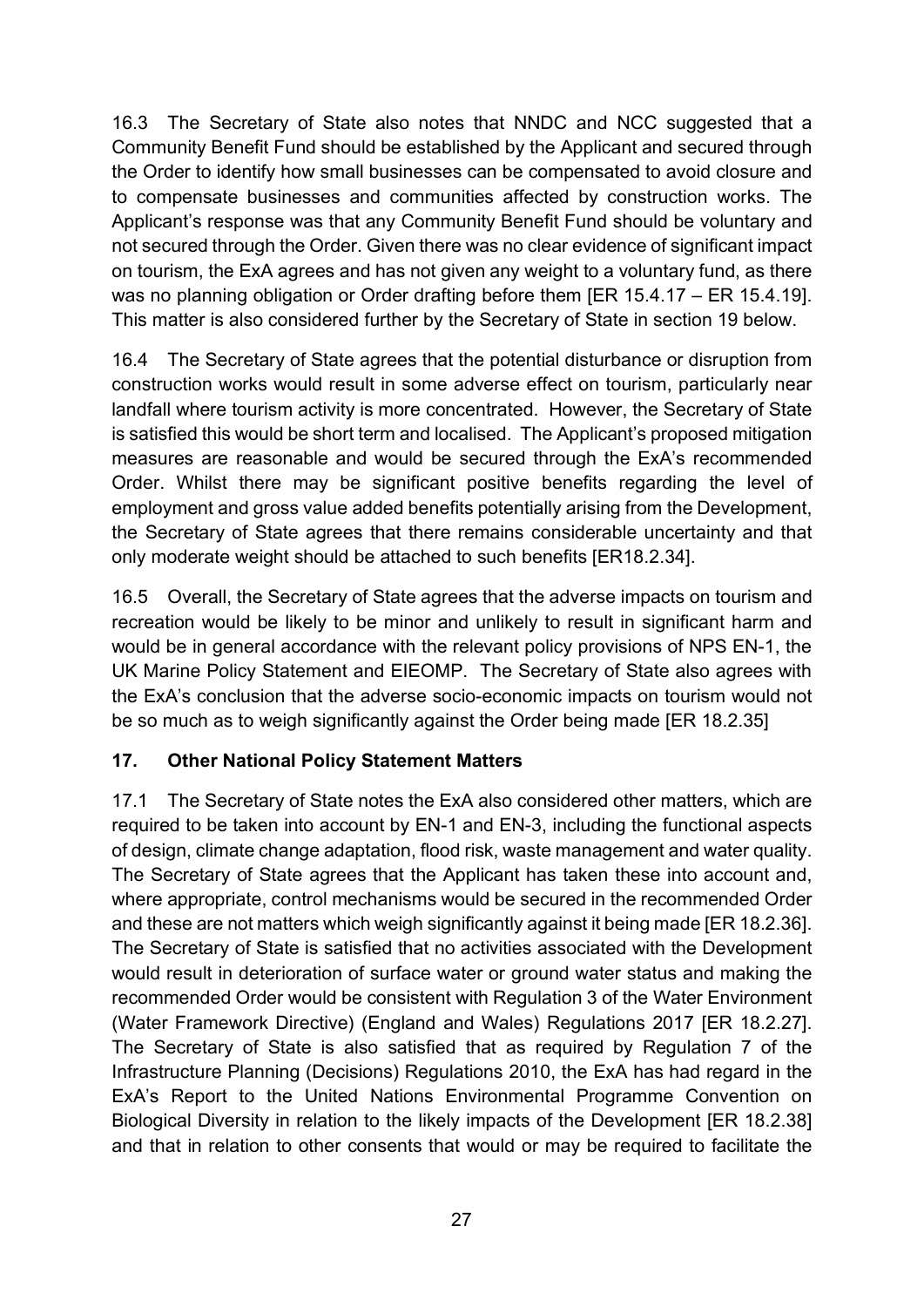16.3 The Secretary of State also notes that NNDC and NCC suggested that a Community Benefit Fund should be established by the Applicant and secured through the Order to identify how small businesses can be compensated to avoid closure and to compensate businesses and communities affected by construction works. The Applicant's response was that any Community Benefit Fund should be voluntary and not secured through the Order. Given there was no clear evidence of significant impact on tourism, the ExA agrees and has not given any weight to a voluntary fund, as there was no planning obligation or Order drafting before them [ER 15.4.17 – ER 15.4.19]. This matter is also considered further by the Secretary of State in section 19 below.

16.4 The Secretary of State agrees that the potential disturbance or disruption from construction works would result in some adverse effect on tourism, particularly near landfall where tourism activity is more concentrated. However, the Secretary of State is satisfied this would be short term and localised. The Applicant's proposed mitigation measures are reasonable and would be secured through the ExA's recommended Order. Whilst there may be significant positive benefits regarding the level of employment and gross value added benefits potentially arising from the Development, the Secretary of State agrees that there remains considerable uncertainty and that only moderate weight should be attached to such benefits [ER18.2.34].

16.5 Overall, the Secretary of State agrees that the adverse impacts on tourism and recreation would be likely to be minor and unlikely to result in significant harm and would be in general accordance with the relevant policy provisions of NPS EN-1, the UK Marine Policy Statement and EIEOMP. The Secretary of State also agrees with the ExA's conclusion that the adverse socio-economic impacts on tourism would not be so much as to weigh significantly against the Order being made [ER 18.2.35]

## 17. Other National Policy Statement Matters

17.1 The Secretary of State notes the ExA also considered other matters, which are required to be taken into account by EN-1 and EN-3, including the functional aspects of design, climate change adaptation, flood risk, waste management and water quality. The Secretary of State agrees that the Applicant has taken these into account and, where appropriate, control mechanisms would be secured in the recommended Order and these are not matters which weigh significantly against it being made [ER 18.2.36]. The Secretary of State is satisfied that no activities associated with the Development would result in deterioration of surface water or ground water status and making the recommended Order would be consistent with Regulation 3 of the Water Environment (Water Framework Directive) (England and Wales) Regulations 2017 [ER 18.2.27]. The Secretary of State is also satisfied that as required by Regulation 7 of the Infrastructure Planning (Decisions) Regulations 2010, the ExA has had regard in the ExA's Report to the United Nations Environmental Programme Convention on Biological Diversity in relation to the likely impacts of the Development [ER 18.2.38] and that in relation to other consents that would or may be required to facilitate the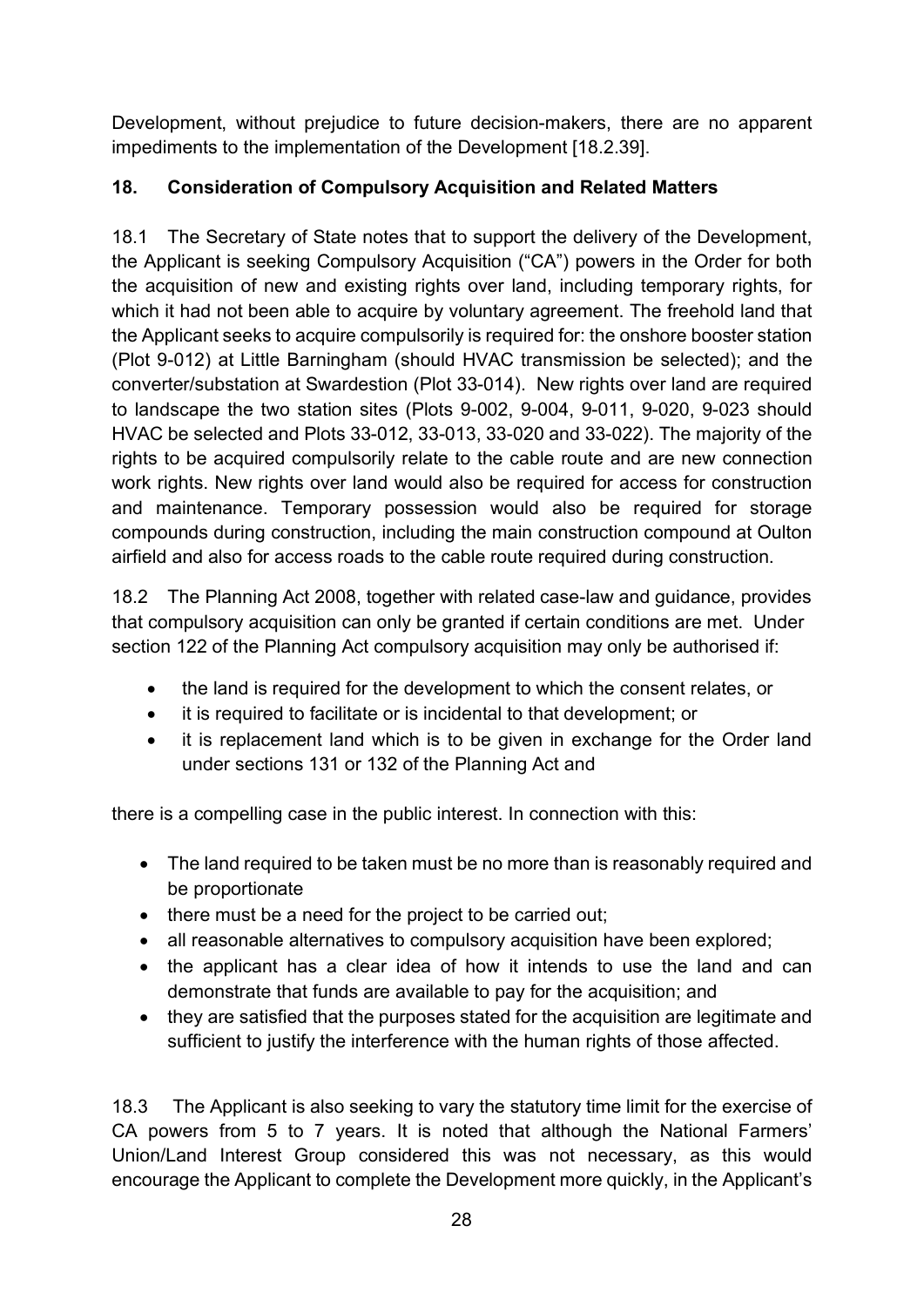Development, without prejudice to future decision-makers, there are no apparent impediments to the implementation of the Development [18.2.39].

## 18. Consideration of Compulsory Acquisition and Related Matters

18.1 The Secretary of State notes that to support the delivery of the Development, the Applicant is seeking Compulsory Acquisition ("CA") powers in the Order for both the acquisition of new and existing rights over land, including temporary rights, for which it had not been able to acquire by voluntary agreement. The freehold land that the Applicant seeks to acquire compulsorily is required for: the onshore booster station (Plot 9-012) at Little Barningham (should HVAC transmission be selected); and the converter/substation at Swardestion (Plot 33-014). New rights over land are required to landscape the two station sites (Plots 9-002, 9-004, 9-011, 9-020, 9-023 should HVAC be selected and Plots 33-012, 33-013, 33-020 and 33-022). The majority of the rights to be acquired compulsorily relate to the cable route and are new connection work rights. New rights over land would also be required for access for construction and maintenance. Temporary possession would also be required for storage compounds during construction, including the main construction compound at Oulton airfield and also for access roads to the cable route required during construction.

18.2 The Planning Act 2008, together with related case-law and guidance, provides that compulsory acquisition can only be granted if certain conditions are met. Under section 122 of the Planning Act compulsory acquisition may only be authorised if:

- the land is required for the development to which the consent relates, or
- it is required to facilitate or is incidental to that development; or
- it is replacement land which is to be given in exchange for the Order land under sections 131 or 132 of the Planning Act and

there is a compelling case in the public interest. In connection with this:

- The land required to be taken must be no more than is reasonably required and be proportionate
- there must be a need for the project to be carried out;
- all reasonable alternatives to compulsory acquisition have been explored;
- the applicant has a clear idea of how it intends to use the land and can demonstrate that funds are available to pay for the acquisition; and
- they are satisfied that the purposes stated for the acquisition are legitimate and sufficient to justify the interference with the human rights of those affected.

18.3 The Applicant is also seeking to vary the statutory time limit for the exercise of CA powers from 5 to 7 years. It is noted that although the National Farmers' Union/Land Interest Group considered this was not necessary, as this would encourage the Applicant to complete the Development more quickly, in the Applicant's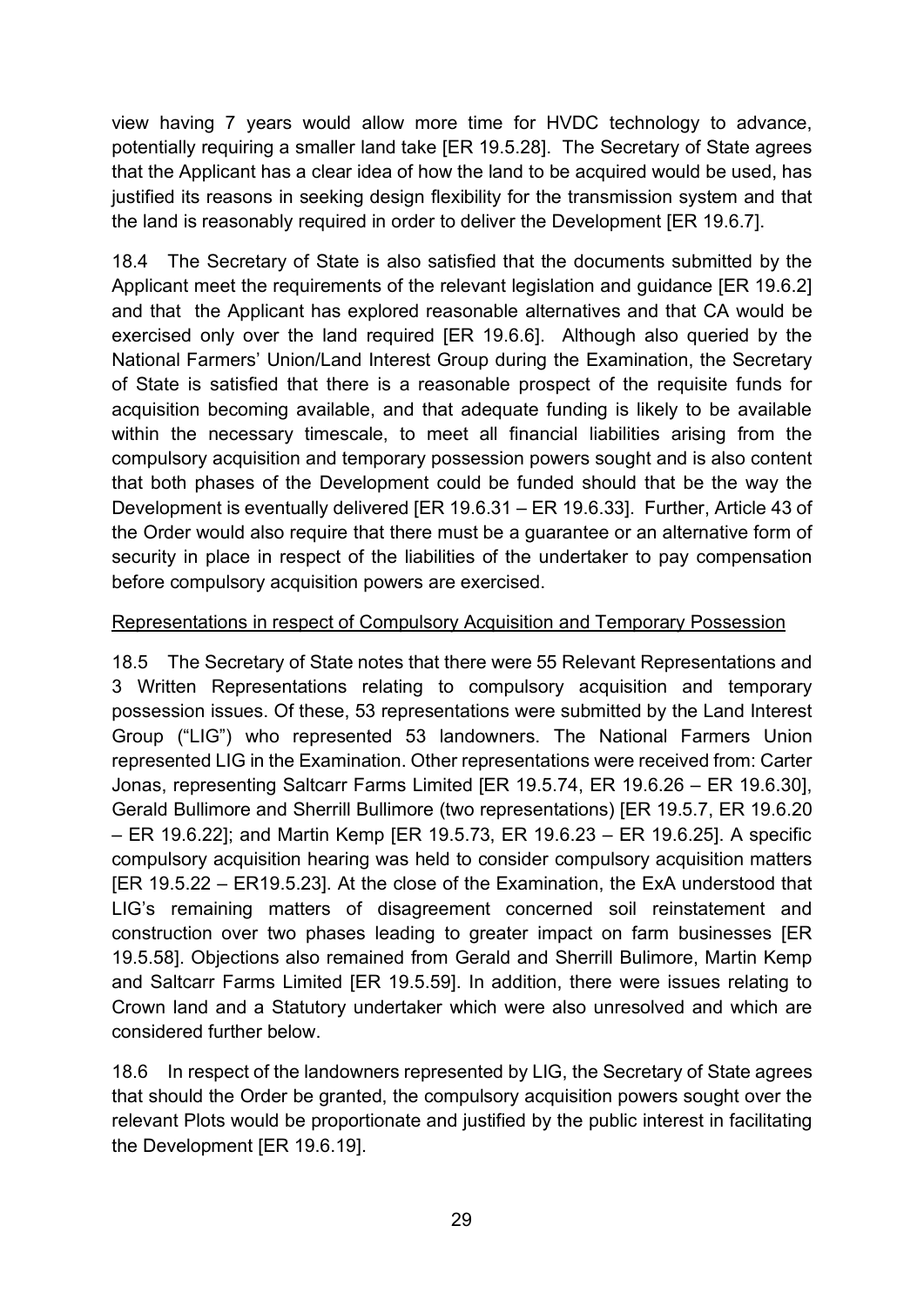view having 7 years would allow more time for HVDC technology to advance, potentially requiring a smaller land take [ER 19.5.28]. The Secretary of State agrees that the Applicant has a clear idea of how the land to be acquired would be used, has justified its reasons in seeking design flexibility for the transmission system and that the land is reasonably required in order to deliver the Development [ER 19.6.7].

18.4 The Secretary of State is also satisfied that the documents submitted by the Applicant meet the requirements of the relevant legislation and guidance [ER 19.6.2] and that the Applicant has explored reasonable alternatives and that CA would be exercised only over the land required [ER 19.6.6]. Although also queried by the National Farmers' Union/Land Interest Group during the Examination, the Secretary of State is satisfied that there is a reasonable prospect of the requisite funds for acquisition becoming available, and that adequate funding is likely to be available within the necessary timescale, to meet all financial liabilities arising from the compulsory acquisition and temporary possession powers sought and is also content that both phases of the Development could be funded should that be the way the Development is eventually delivered [ER 19.6.31 – ER 19.6.33]. Further, Article 43 of the Order would also require that there must be a guarantee or an alternative form of security in place in respect of the liabilities of the undertaker to pay compensation before compulsory acquisition powers are exercised.

<u>Representations in respect of Compulsory Acquisition and Temporary Possession</u>

18.5 The Secretary of State notes that there were 55 Relevant Representations and 3 Written Representations relating to compulsory acquisition and temporary possession issues. Of these, 53 representations were submitted by the Land Interest Group ("LIG") who represented 53 landowners. The National Farmers Union represented LIG in the Examination. Other representations were received from: Carter Jonas, representing Saltcarr Farms Limited [ER 19.5.74, ER 19.6.26 – ER 19.6.30], Gerald Bullimore and Sherrill Bullimore (two representations) [ER 19.5.7, ER 19.6.20 – ER 19.6.22]; and Martin Kemp [ER 19.5.73, ER 19.6.23 – ER 19.6.25]. A specific compulsory acquisition hearing was held to consider compulsory acquisition matters [ER 19.5.22 – ER19.5.23]. At the close of the Examination, the ExA understood that LIG's remaining matters of disagreement concerned soil reinstatement and construction over two phases leading to greater impact on farm businesses [ER 19.5.58]. Objections also remained from Gerald and Sherrill Bulimore, Martin Kemp and Saltcarr Farms Limited [ER 19.5.59]. In addition, there were issues relating to Crown land and a Statutory undertaker which were also unresolved and which are considered further below.

18.6 In respect of the landowners represented by LIG, the Secretary of State agrees that should the Order be granted, the compulsory acquisition powers sought over the relevant Plots would be proportionate and justified by the public interest in facilitating the Development [ER 19.6.19].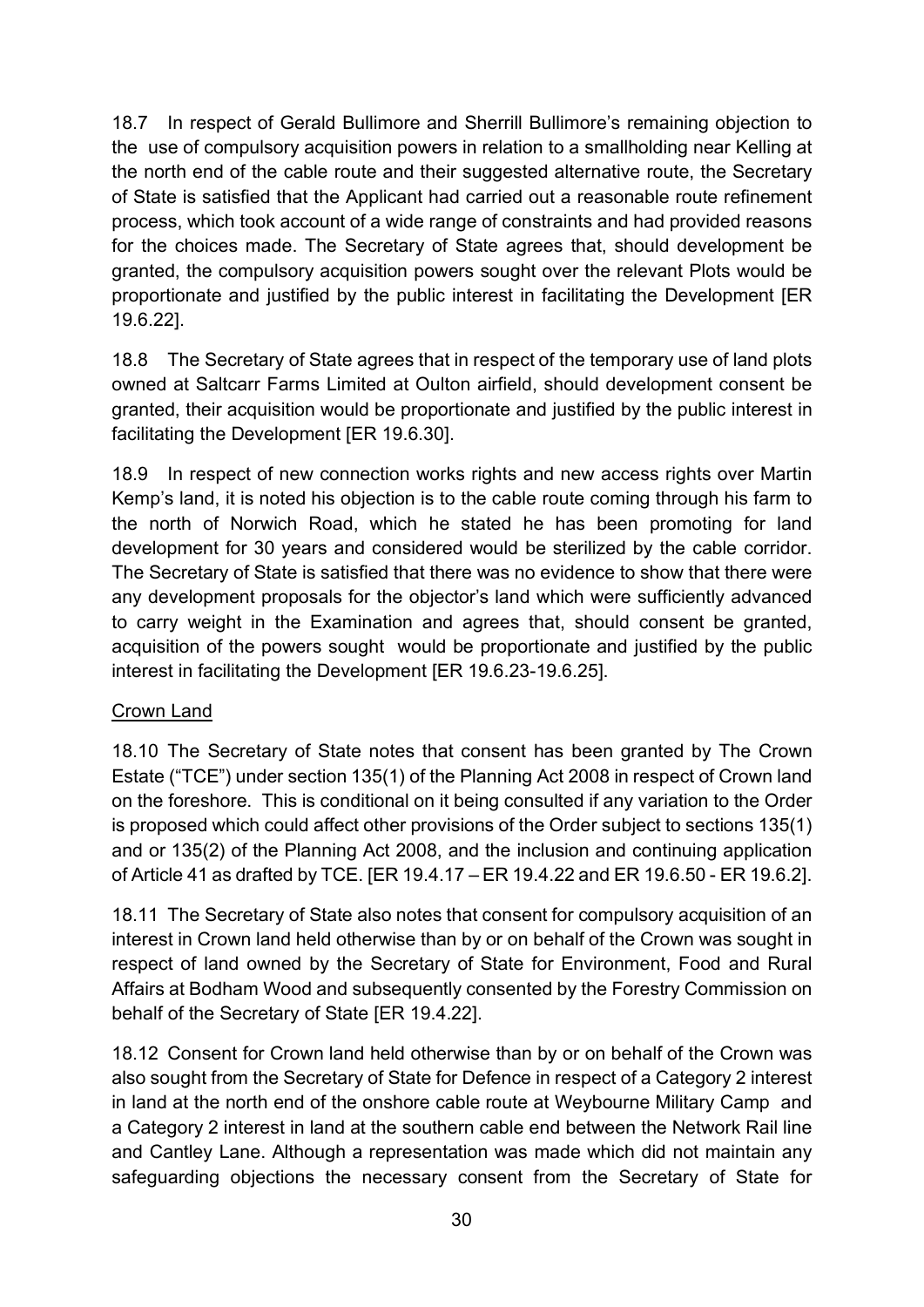18.7 In respect of Gerald Bullimore and Sherrill Bullimore's remaining objection to the use of compulsory acquisition powers in relation to a smallholding near Kelling at the north end of the cable route and their suggested alternative route, the Secretary of State is satisfied that the Applicant had carried out a reasonable route refinement process, which took account of a wide range of constraints and had provided reasons for the choices made. The Secretary of State agrees that, should development be granted, the compulsory acquisition powers sought over the relevant Plots would be proportionate and justified by the public interest in facilitating the Development [ER 19.6.22].

18.8 The Secretary of State agrees that in respect of the temporary use of land plots owned at Saltcarr Farms Limited at Oulton airfield, should development consent be granted, their acquisition would be proportionate and justified by the public interest in facilitating the Development [ER 19.6.30].

18.9 In respect of new connection works rights and new access rights over Martin Kemp's land, it is noted his objection is to the cable route coming through his farm to the north of Norwich Road, which he stated he has been promoting for land development for 30 years and considered would be sterilized by the cable corridor. The Secretary of State is satisfied that there was no evidence to show that there were any development proposals for the objector's land which were sufficiently advanced to carry weight in the Examination and agrees that, should consent be granted, acquisition of the powers sought would be proportionate and justified by the public interest in facilitating the Development [ER 19.6.23-19.6.25].

Crown Land

18.10 The Secretary of State notes that consent has been granted by The Crown Estate ("TCE") under section 135(1) of the Planning Act 2008 in respect of Crown land on the foreshore. This is conditional on it being consulted if any variation to the Order is proposed which could affect other provisions of the Order subject to sections 135(1) and or 135(2) of the Planning Act 2008, and the inclusion and continuing application of Article 41 as drafted by TCE. [ER 19.4.17 – ER 19.4.22 and ER 19.6.50 - ER 19.6.2].

18.11 The Secretary of State also notes that consent for compulsory acquisition of an interest in Crown land held otherwise than by or on behalf of the Crown was sought in respect of land owned by the Secretary of State for Environment, Food and Rural Affairs at Bodham Wood and subsequently consented by the Forestry Commission on behalf of the Secretary of State [ER 19.4.22].

18.12 Consent for Crown land held otherwise than by or on behalf of the Crown was also sought from the Secretary of State for Defence in respect of a Category 2 interest in land at the north end of the onshore cable route at Weybourne Military Camp and a Category 2 interest in land at the southern cable end between the Network Rail line and Cantley Lane. Although a representation was made which did not maintain any safeguarding objections the necessary consent from the Secretary of State for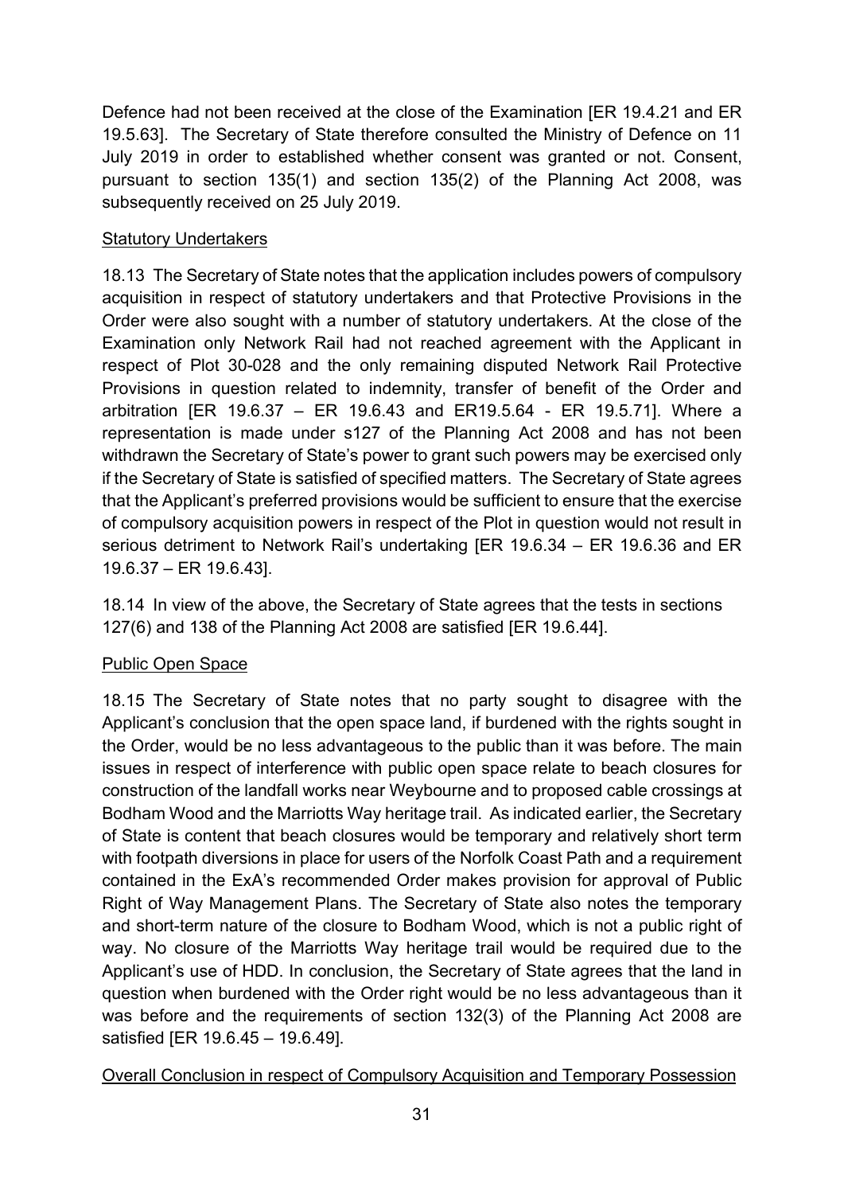Defence had not been received at the close of the Examination [ER 19.4.21 and ER 19.5.63]. The Secretary of State therefore consulted the Ministry of Defence on 11 July 2019 in order to established whether consent was granted or not. Consent, pursuant to section 135(1) and section 135(2) of the Planning Act 2008, was subsequently received on 25 July 2019.

<u>Statutory Undertakers</u>

18.13 The Secretary of State notes that the application includes powers of compulsory acquisition in respect of statutory undertakers and that Protective Provisions in the Order were also sought with a number of statutory undertakers. At the close of the Examination only Network Rail had not reached agreement with the Applicant in respect of Plot 30-028 and the only remaining disputed Network Rail Protective Provisions in question related to indemnity, transfer of benefit of the Order and arbitration [ER 19.6.37 – ER 19.6.43 and ER19.5.64 - ER 19.5.71]. Where a representation is made under s127 of the Planning Act 2008 and has not been withdrawn the Secretary of State's power to grant such powers may be exercised only if the Secretary of State is satisfied of specified matters. The Secretary of State agrees that the Applicant's preferred provisions would be sufficient to ensure that the exercise of compulsory acquisition powers in respect of the Plot in question would not result in serious detriment to Network Rail's undertaking [ER 19.6.34 – ER 19.6.36 and ER 19.6.37 – ER 19.6.43].

18.14 In view of the above, the Secretary of State agrees that the tests in sections 127(6) and 138 of the Planning Act 2008 are satisfied [ER 19.6.44].

<u>Public Open Space</u>

18.15 The Secretary of State notes that no party sought to disagree with the Applicant's conclusion that the open space land, if burdened with the rights sought in the Order, would be no less advantageous to the public than it was before. The main issues in respect of interference with public open space relate to beach closures for construction of the landfall works near Weybourne and to proposed cable crossings at Bodham Wood and the Marriotts Way heritage trail. As indicated earlier, the Secretary of State is content that beach closures would be temporary and relatively short term with footpath diversions in place for users of the Norfolk Coast Path and a requirement contained in the ExA's recommended Order makes provision for approval of Public Right of Way Management Plans. The Secretary of State also notes the temporary and short-term nature of the closure to Bodham Wood, which is not a public right of way. No closure of the Marriotts Way heritage trail would be required due to the Applicant's use of HDD. In conclusion, the Secretary of State agrees that the land in question when burdened with the Order right would be no less advantageous than it was before and the requirements of section 132(3) of the Planning Act 2008 are satisfied [ER 19.6.45 – 19.6.49].

<u>Overall Conclusion in respect of Compulsory Acquisition and Temporary Possession</u>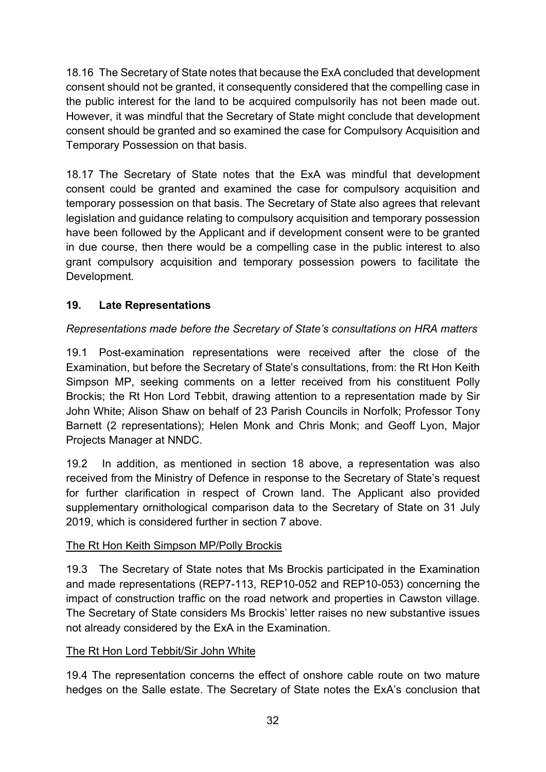18.16 The Secretary of State notes that because the ExA concluded that development consent should not be granted, it consequently considered that the compelling case in the public interest for the land to be acquired compulsorily has not been made out. However, it was mindful that the Secretary of State might conclude that development consent should be granted and so examined the case for Compulsory Acquisition and Temporary Possession on that basis.

18.17 The Secretary of State notes that the ExA was mindful that development consent could be granted and examined the case for compulsory acquisition and temporary possession on that basis. The Secretary of State also agrees that relevant legislation and guidance relating to compulsory acquisition and temporary possession have been followed by the Applicant and if development consent were to be granted in due course, then there would be a compelling case in the public interest to also grant compulsory acquisition and temporary possession powers to facilitate the Development.

## 19. Late Representations

*Representations made before the Secretary of State's consultations on HRA matters*

19.1 Post-examination representations were received after the close of the Examination, but before the Secretary of State's consultations, from: the Rt Hon Keith Simpson MP, seeking comments on a letter received from his constituent Polly Brockis; the Rt Hon Lord Tebbit, drawing attention to a representation made by Sir John White; Alison Shaw on behalf of 23 Parish Councils in Norfolk; Professor Tony Barnett (2 representations); Helen Monk and Chris Monk; and Geoff Lyon, Major Projects Manager at NNDC.

19.2 In addition, as mentioned in section 18 above, a representation was also received from the Ministry of Defence in response to the Secretary of State's request for further clarification in respect of Crown land. The Applicant also provided supplementary ornithological comparison data to the Secretary of State on 31 July 2019, which is considered further in section 7 above.

<u>The Rt Hon Keith Simpson MP/Polly Brockis</u>

19.3 The Secretary of State notes that Ms Brockis participated in the Examination and made representations (REP7-113, REP10-052 and REP10-053) concerning the impact of construction traffic on the road network and properties in Cawston village. The Secretary of State considers Ms Brockis' letter raises no new substantive issues not already considered by the ExA in the Examination.

<u>The Rt Hon Lord Tebbit/Sir John White</u>

19.4 The representation concerns the effect of onshore cable route on two mature hedges on the Salle estate. The Secretary of State notes the ExA's conclusion that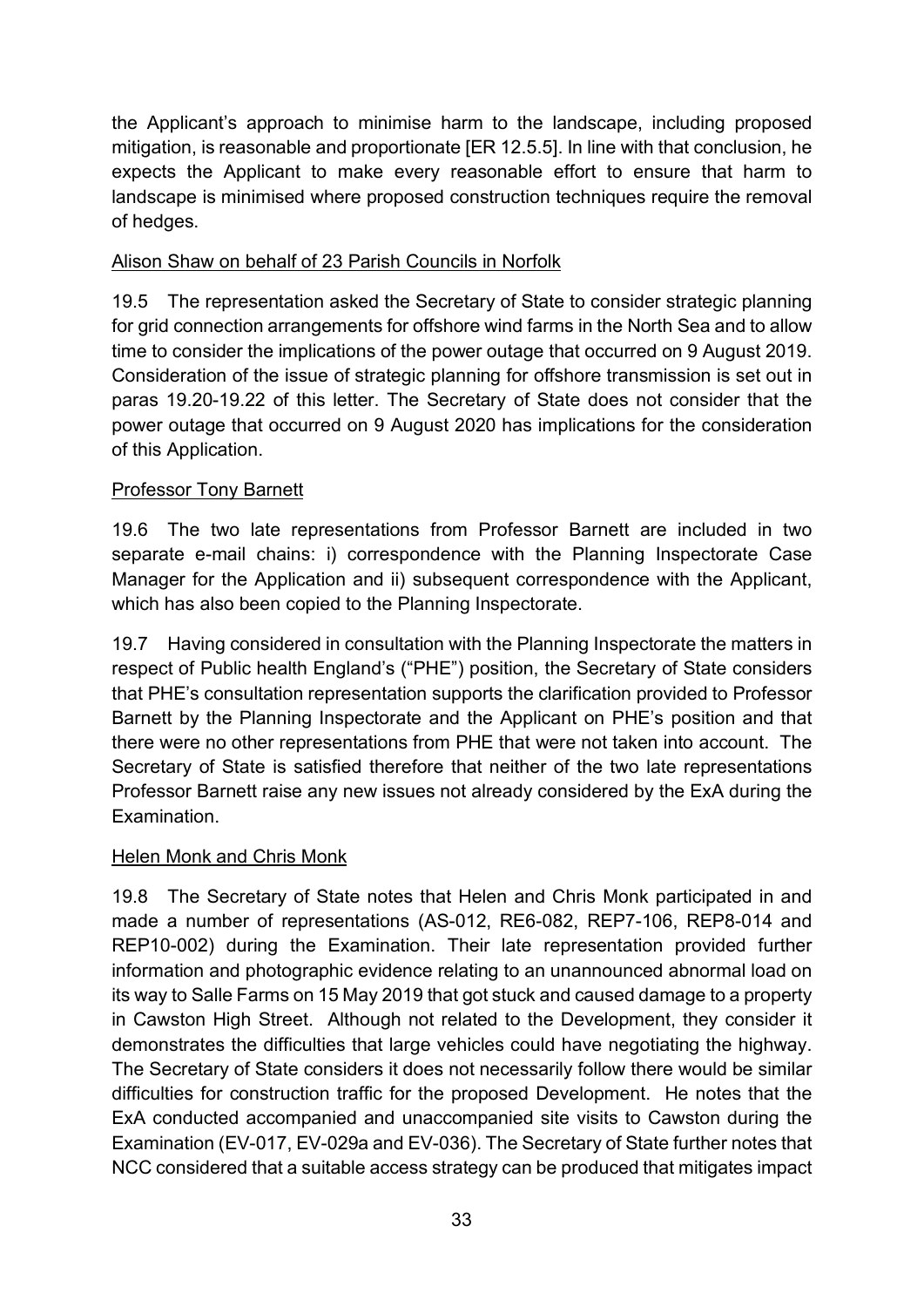the Applicant's approach to minimise harm to the landscape, including proposed mitigation, is reasonable and proportionate [ER 12.5.5]. In line with that conclusion, he expects the Applicant to make every reasonable effort to ensure that harm to landscape is minimised where proposed construction techniques require the removal of hedges.

Alison Shaw on behalf of 23 Parish Councils in Norfolk

19.5 The representation asked the Secretary of State to consider strategic planning for grid connection arrangements for offshore wind farms in the North Sea and to allow time to consider the implications of the power outage that occurred on 9 August 2019. Consideration of the issue of strategic planning for offshore transmission is set out in paras 19.20-19.22 of this letter. The Secretary of State does not consider that the power outage that occurred on 9 August 2020 has implications for the consideration of this Application.

Professor Tony Barnett

19.6 The two late representations from Professor Barnett are included in two separate e-mail chains: i) correspondence with the Planning Inspectorate Case Manager for the Application and ii) subsequent correspondence with the Applicant, which has also been copied to the Planning Inspectorate.

19.7 Having considered in consultation with the Planning Inspectorate the matters in respect of Public health England's ("PHE") position, the Secretary of State considers that PHE's consultation representation supports the clarification provided to Professor Barnett by the Planning Inspectorate and the Applicant on PHE's position and that there were no other representations from PHE that were not taken into account. The Secretary of State is satisfied therefore that neither of the two late representations Professor Barnett raise any new issues not already considered by the ExA during the Examination.

Helen Monk and Chris Monk

19.8 The Secretary of State notes that Helen and Chris Monk participated in and made a number of representations (AS-012, RE6-082, REP7-106, REP8-014 and REP10-002) during the Examination. Their late representation provided further information and photographic evidence relating to an unannounced abnormal load on its way to Salle Farms on 15 May 2019 that got stuck and caused damage to a property in Cawston High Street. Although not related to the Development, they consider it demonstrates the difficulties that large vehicles could have negotiating the highway. The Secretary of State considers it does not necessarily follow there would be similar difficulties for construction traffic for the proposed Development. He notes that the ExA conducted accompanied and unaccompanied site visits to Cawston during the Examination (EV-017, EV-029a and EV-036). The Secretary of State further notes that NCC considered that a suitable access strategy can be produced that mitigates impact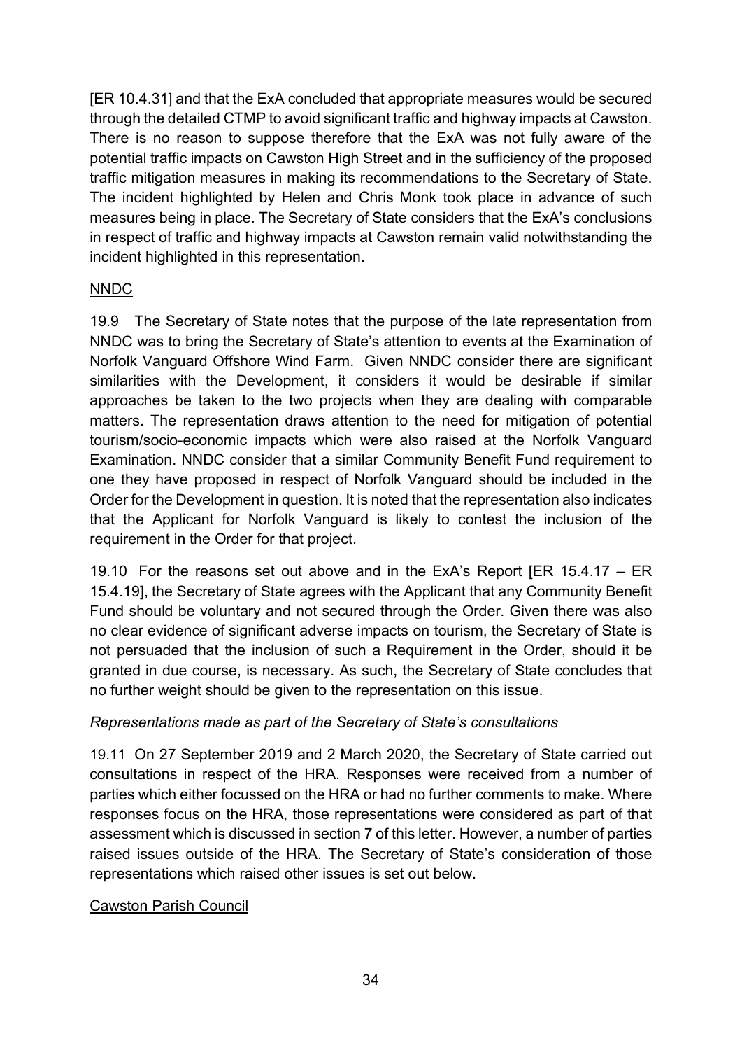[ER 10.4.31] and that the ExA concluded that appropriate measures would be secured through the detailed CTMP to avoid significant traffic and highway impacts at Cawston. There is no reason to suppose therefore that the ExA was not fully aware of the potential traffic impacts on Cawston High Street and in the sufficiency of the proposed traffic mitigation measures in making its recommendations to the Secretary of State. The incident highlighted by Helen and Chris Monk took place in advance of such measures being in place. The Secretary of State considers that the ExA's conclusions in respect of traffic and highway impacts at Cawston remain valid notwithstanding the incident highlighted in this representation.

<u>NNDC</u>

19.9 The Secretary of State notes that the purpose of the late representation from NNDC was to bring the Secretary of State's attention to events at the Examination of Norfolk Vanguard Offshore Wind Farm. Given NNDC consider there are significant similarities with the Development, it considers it would be desirable if similar approaches be taken to the two projects when they are dealing with comparable matters. The representation draws attention to the need for mitigation of potential tourism/socio-economic impacts which were also raised at the Norfolk Vanguard Examination. NNDC consider that a similar Community Benefit Fund requirement to one they have proposed in respect of Norfolk Vanguard should be included in the Order for the Development in question. It is noted that the representation also indicates that the Applicant for Norfolk Vanguard is likely to contest the inclusion of the requirement in the Order for that project.

19.10 For the reasons set out above and in the ExA's Report [ER 15.4.17 – ER 15.4.19], the Secretary of State agrees with the Applicant that any Community Benefit Fund should be voluntary and not secured through the Order. Given there was also no clear evidence of significant adverse impacts on tourism, the Secretary of State is not persuaded that the inclusion of such a Requirement in the Order, should it be granted in due course, is necessary. As such, the Secretary of State concludes that no further weight should be given to the representation on this issue.

*Representations made as part of the Secretary of State's consultations*

19.11 On 27 September 2019 and 2 March 2020, the Secretary of State carried out consultations in respect of the HRA. Responses were received from a number of parties which either focussed on the HRA or had no further comments to make. Where responses focus on the HRA, those representations were considered as part of that assessment which is discussed in section 7 of this letter. However, a number of parties raised issues outside of the HRA. The Secretary of State's consideration of those representations which raised other issues is set out below.

<u>Cawston Parish Council</u>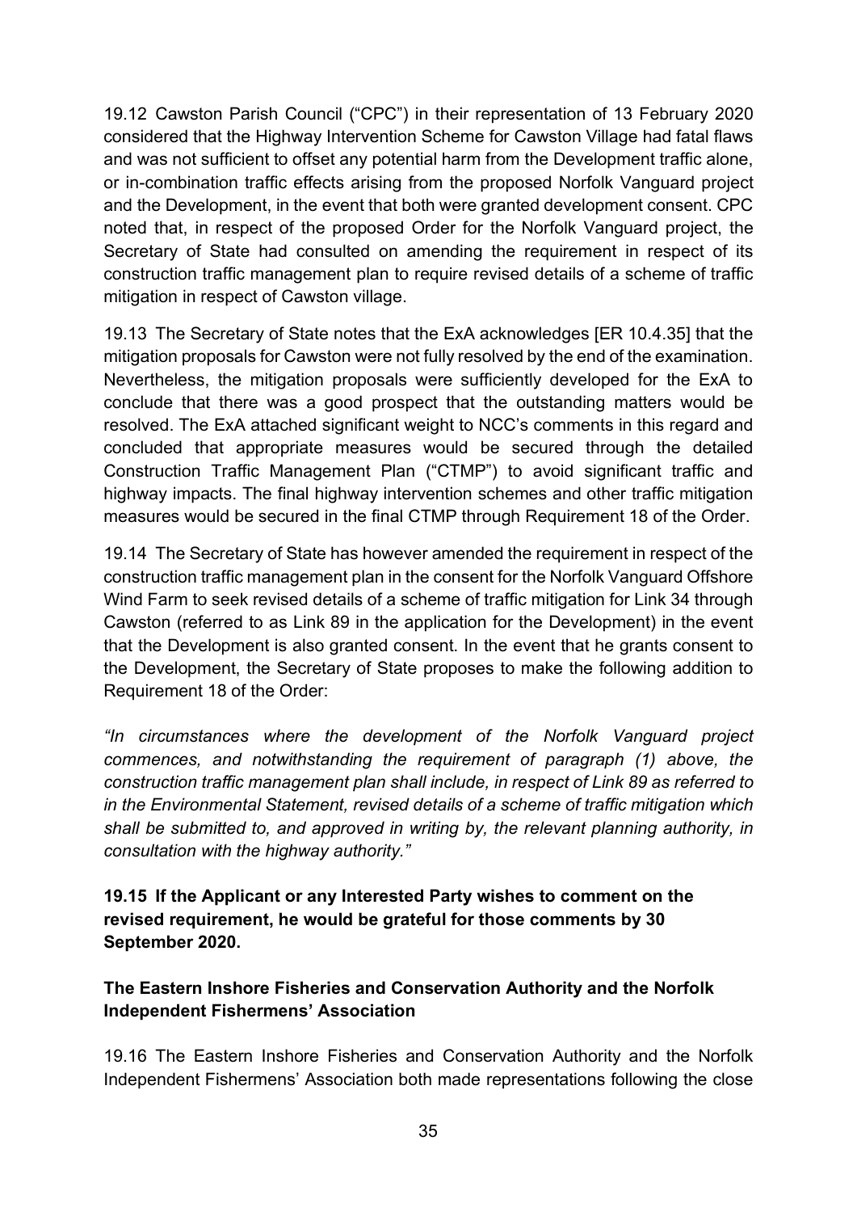19.12 Cawston Parish Council ("CPC") in their representation of 13 February 2020 considered that the Highway Intervention Scheme for Cawston Village had fatal flaws and was not sufficient to offset any potential harm from the Development traffic alone, or in-combination traffic effects arising from the proposed Norfolk Vanguard project and the Development, in the event that both were granted development consent. CPC noted that, in respect of the proposed Order for the Norfolk Vanguard project, the Secretary of State had consulted on amending the requirement in respect of its construction traffic management plan to require revised details of a scheme of traffic mitigation in respect of Cawston village.

19.13 The Secretary of State notes that the ExA acknowledges [ER 10.4.35] that the mitigation proposals for Cawston were not fully resolved by the end of the examination. Nevertheless, the mitigation proposals were sufficiently developed for the ExA to conclude that there was a good prospect that the outstanding matters would be resolved. The ExA attached significant weight to NCC's comments in this regard and concluded that appropriate measures would be secured through the detailed Construction Traffic Management Plan ("CTMP") to avoid significant traffic and highway impacts. The final highway intervention schemes and other traffic mitigation measures would be secured in the final CTMP through Requirement 18 of the Order.

19.14 The Secretary of State has however amended the requirement in respect of the construction traffic management plan in the consent for the Norfolk Vanguard Offshore Wind Farm to seek revised details of a scheme of traffic mitigation for Link 34 through Cawston (referred to as Link 89 in the application for the Development) in the event that the Development is also granted consent. In the event that he grants consent to the Development, the Secretary of State proposes to make the following addition to Requirement 18 of the Order:

*"In circumstances where the development of the Norfolk Vanguard project commences, and notwithstanding the requirement of paragraph (1) above, the construction traffic management plan shall include, in respect of Link 89 as referred to in the Environmental Statement, revised details of a scheme of traffic mitigation which shall be submitted to, and approved in writing by, the relevant planning authority, in consultation with the highway authority."*

**19.15 If the Applicant or any Interested Party wishes to comment on the revised requirement, he would be grateful for those comments by 30 September 2020.**

### The Eastern Inshore Fisheries and Conservation Authority and the Norfolk Independent Fishermens' Association

19.16 The Eastern Inshore Fisheries and Conservation Authority and the Norfolk Independent Fishermens' Association both made representations following the close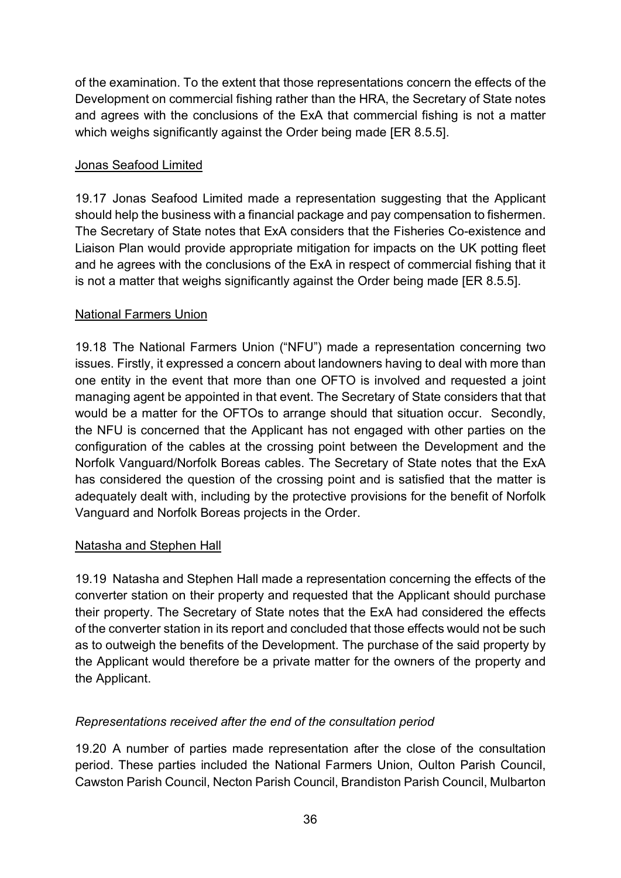of the examination. To the extent that those representations concern the effects of the Development on commercial fishing rather than the HRA, the Secretary of State notes and agrees with the conclusions of the ExA that commercial fishing is not a matter which weighs significantly against the Order being made [ER 8.5.5].

Jonas Seafood Limited

19.17 Jonas Seafood Limited made a representation suggesting that the Applicant should help the business with a financial package and pay compensation to fishermen. The Secretary of State notes that ExA considers that the Fisheries Co-existence and Liaison Plan would provide appropriate mitigation for impacts on the UK potting fleet and he agrees with the conclusions of the ExA in respect of commercial fishing that it is not a matter that weighs significantly against the Order being made [ER 8.5.5].

National Farmers Union

19.18 The National Farmers Union ("NFU") made a representation concerning two issues. Firstly, it expressed a concern about landowners having to deal with more than one entity in the event that more than one OFTO is involved and requested a joint managing agent be appointed in that event. The Secretary of State considers that that would be a matter for the OFTOs to arrange should that situation occur. Secondly, the NFU is concerned that the Applicant has not engaged with other parties on the configuration of the cables at the crossing point between the Development and the Norfolk Vanguard/Norfolk Boreas cables. The Secretary of State notes that the ExA has considered the question of the crossing point and is satisfied that the matter is adequately dealt with, including by the protective provisions for the benefit of Norfolk Vanguard and Norfolk Boreas projects in the Order.

Natasha and Stephen Hall

19.19 Natasha and Stephen Hall made a representation concerning the effects of the converter station on their property and requested that the Applicant should purchase their property. The Secretary of State notes that the ExA had considered the effects of the converter station in its report and concluded that those effects would not be such as to outweigh the benefits of the Development. The purchase of the said property by the Applicant would therefore be a private matter for the owners of the property and the Applicant.

*Representations received after the end of the consultation period*

19.20 A number of parties made representation after the close of the consultation period. These parties included the National Farmers Union, Oulton Parish Council, Cawston Parish Council, Necton Parish Council, Brandiston Parish Council, Mulbarton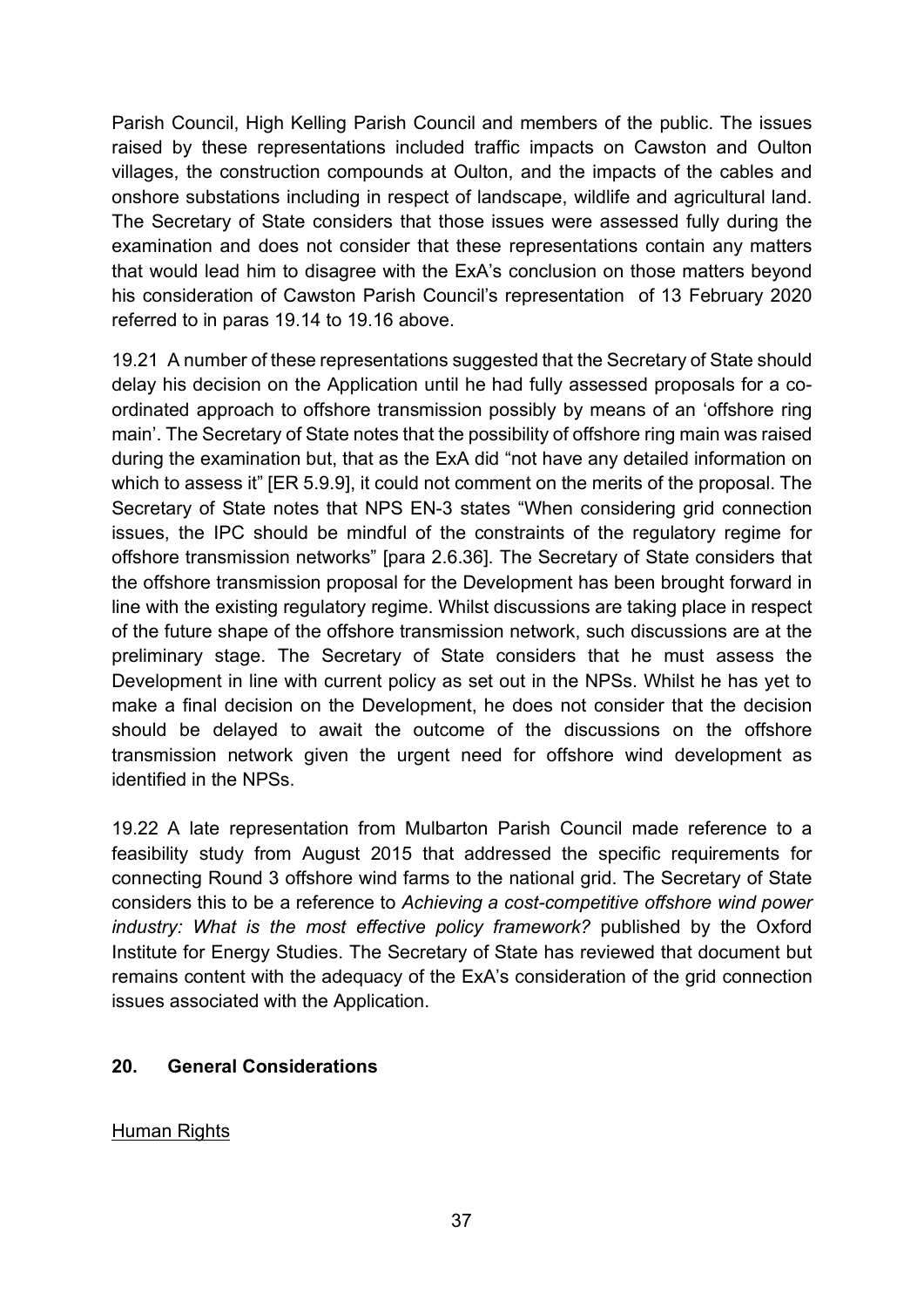Parish Council, High Kelling Parish Council and members of the public. The issues raised by these representations included traffic impacts on Cawston and Oulton villages, the construction compounds at Oulton, and the impacts of the cables and onshore substations including in respect of landscape, wildlife and agricultural land. The Secretary of State considers that those issues were assessed fully during the examination and does not consider that these representations contain any matters that would lead him to disagree with the ExA's conclusion on those matters beyond his consideration of Cawston Parish Council's representation of 13 February 2020 referred to in paras 19.14 to 19.16 above.

19.21 A number of these representations suggested that the Secretary of State should delay his decision on the Application until he had fully assessed proposals for a co-ordinated approach to offshore transmission possibly by means of an 'offshore ring main'. The Secretary of State notes that the possibility of offshore ring main was raised during the examination but, that as the ExA did "not have any detailed information on which to assess it" [ER 5.9.9], it could not comment on the merits of the proposal. The Secretary of State notes that NPS EN-3 states "When considering grid connection issues, the IPC should be mindful of the constraints of the regulatory regime for offshore transmission networks" [para 2.6.36]. The Secretary of State considers that the offshore transmission proposal for the Development has been brought forward in line with the existing regulatory regime. Whilst discussions are taking place in respect of the future shape of the offshore transmission network, such discussions are at the preliminary stage. The Secretary of State considers that he must assess the Development in line with current policy as set out in the NPSs. Whilst he has yet to make a final decision on the Development, he does not consider that the decision should be delayed to await the outcome of the discussions on the offshore transmission network given the urgent need for offshore wind development as identified in the NPSs.

19.22 A late representation from Mulbarton Parish Council made reference to a feasibility study from August 2015 that addressed the specific requirements for connecting Round 3 offshore wind farms to the national grid. The Secretary of State considers this to be a reference to *Achieving a cost-competitive offshore wind power industry: What is the most effective policy framework?* published by the Oxford Institute for Energy Studies. The Secretary of State has reviewed that document but remains content with the adequacy of the ExA's consideration of the grid connection issues associated with the Application.

## 20. General Considerations

Human Rights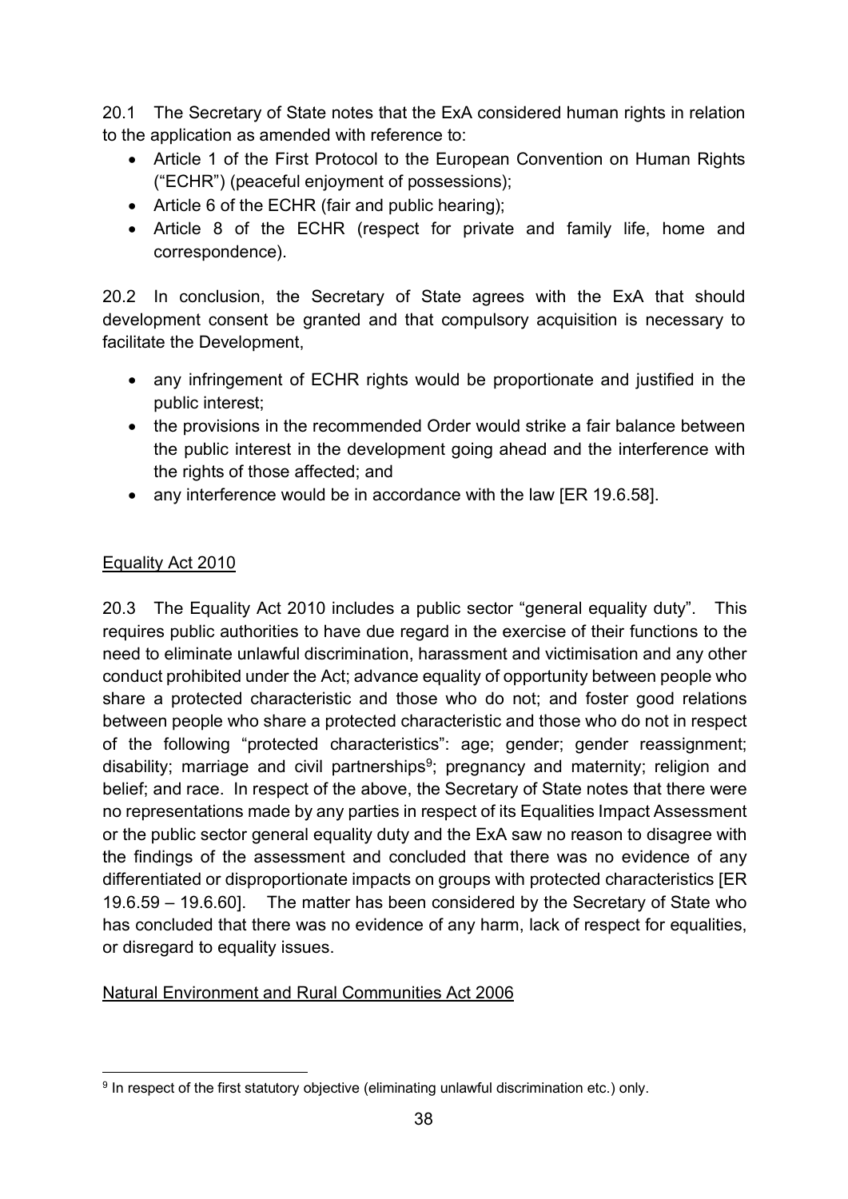20.1 The Secretary of State notes that the ExA considered human rights in relation to the application as amended with reference to:

- Article 1 of the First Protocol to the European Convention on Human Rights ("ECHR") (peaceful enjoyment of possessions);
- Article 6 of the ECHR (fair and public hearing);
- Article 8 of the ECHR (respect for private and family life, home and correspondence).

20.2 In conclusion, the Secretary of State agrees with the ExA that should development consent be granted and that compulsory acquisition is necessary to facilitate the Development,

- any infringement of ECHR rights would be proportionate and justified in the public interest;
- the provisions in the recommended Order would strike a fair balance between the public interest in the development going ahead and the interference with the rights of those affected; and
- any interference would be in accordance with the law [ER 19.6.58].

<u>Equality Act 2010</u>

20.3 The Equality Act 2010 includes a public sector "general equality duty". This requires public authorities to have due regard in the exercise of their functions to the need to eliminate unlawful discrimination, harassment and victimisation and any other conduct prohibited under the Act; advance equality of opportunity between people who share a protected characteristic and those who do not; and foster good relations between people who share a protected characteristic and those who do not in respect of the following "protected characteristics": age; gender; gender reassignment; disability; marriage and civil partnerships[9]; pregnancy and maternity; religion and belief; and race. In respect of the above, the Secretary of State notes that there were no representations made by any parties in respect of its Equalities Impact Assessment or the public sector general equality duty and the ExA saw no reason to disagree with the findings of the assessment and concluded that there was no evidence of any differentiated or disproportionate impacts on groups with protected characteristics [ER 19.6.59 – 19.6.60]. The matter has been considered by the Secretary of State who has concluded that there was no evidence of any harm, lack of respect for equalities, or disregard to equality issues.

<u>Natural Environment and Rural Communities Act 2006</u>

[9] In respect of the first statutory objective (eliminating unlawful discrimination etc.) only.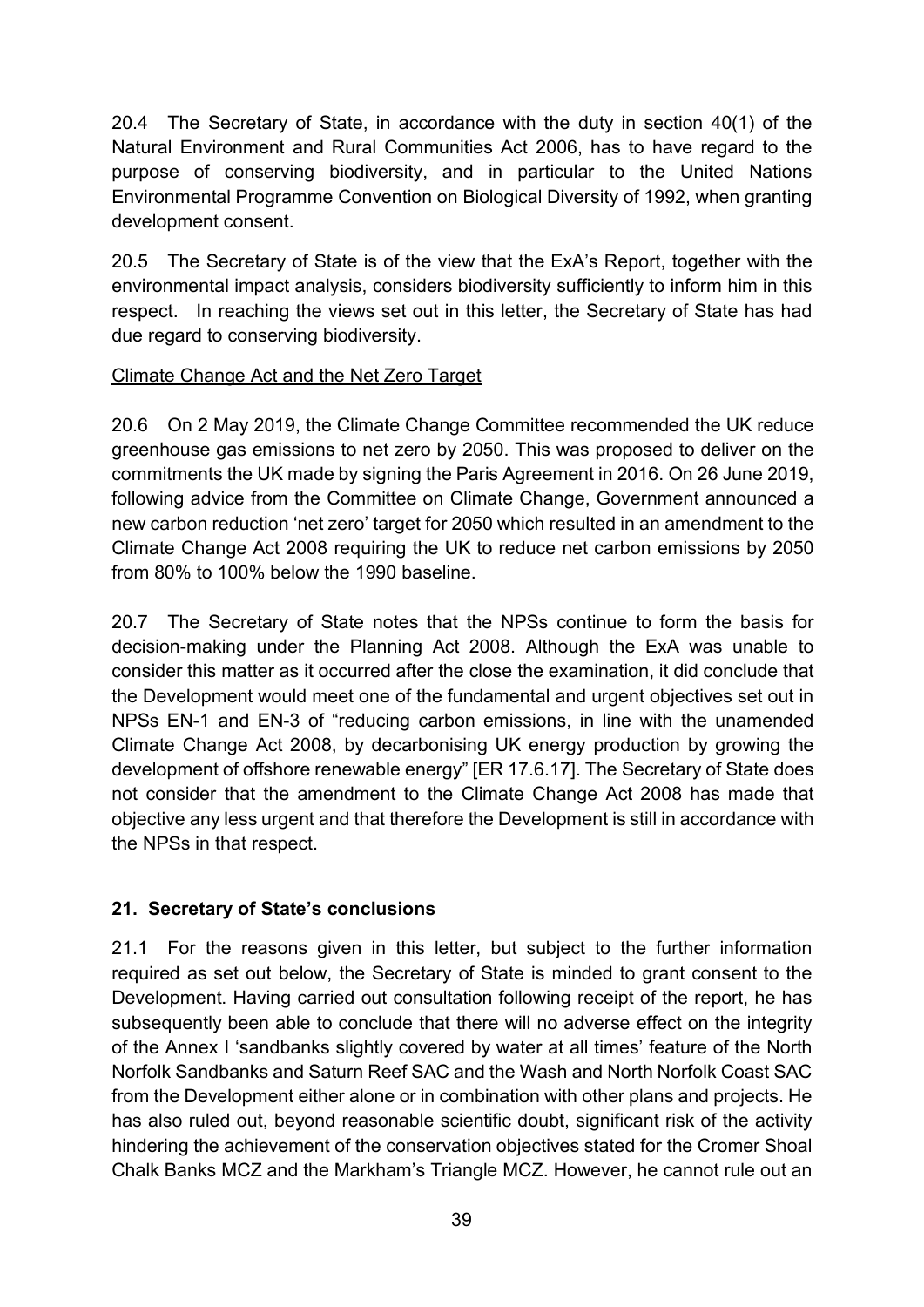20.4 The Secretary of State, in accordance with the duty in section 40(1) of the Natural Environment and Rural Communities Act 2006, has to have regard to the purpose of conserving biodiversity, and in particular to the United Nations Environmental Programme Convention on Biological Diversity of 1992, when granting development consent.

20.5 The Secretary of State is of the view that the ExA's Report, together with the environmental impact analysis, considers biodiversity sufficiently to inform him in this respect. In reaching the views set out in this letter, the Secretary of State has had due regard to conserving biodiversity.

Climate Change Act and the Net Zero Target

20.6 On 2 May 2019, the Climate Change Committee recommended the UK reduce greenhouse gas emissions to net zero by 2050. This was proposed to deliver on the commitments the UK made by signing the Paris Agreement in 2016. On 26 June 2019, following advice from the Committee on Climate Change, Government announced a new carbon reduction 'net zero' target for 2050 which resulted in an amendment to the Climate Change Act 2008 requiring the UK to reduce net carbon emissions by 2050 from 80% to 100% below the 1990 baseline.

20.7 The Secretary of State notes that the NPSs continue to form the basis for decision-making under the Planning Act 2008. Although the ExA was unable to consider this matter as it occurred after the close the examination, it did conclude that the Development would meet one of the fundamental and urgent objectives set out in NPSs EN-1 and EN-3 of "reducing carbon emissions, in line with the unamended Climate Change Act 2008, by decarbonising UK energy production by growing the development of offshore renewable energy" [ER 17.6.17]. The Secretary of State does not consider that the amendment to the Climate Change Act 2008 has made that objective any less urgent and that therefore the Development is still in accordance with the NPSs in that respect.

## 21. Secretary of State's conclusions

21.1 For the reasons given in this letter, but subject to the further information required as set out below, the Secretary of State is minded to grant consent to the Development. Having carried out consultation following receipt of the report, he has subsequently been able to conclude that there will no adverse effect on the integrity of the Annex I 'sandbanks slightly covered by water at all times' feature of the North Norfolk Sandbanks and Saturn Reef SAC and the Wash and North Norfolk Coast SAC from the Development either alone or in combination with other plans and projects. He has also ruled out, beyond reasonable scientific doubt, significant risk of the activity hindering the achievement of the conservation objectives stated for the Cromer Shoal Chalk Banks MCZ and the Markham's Triangle MCZ. However, he cannot rule out an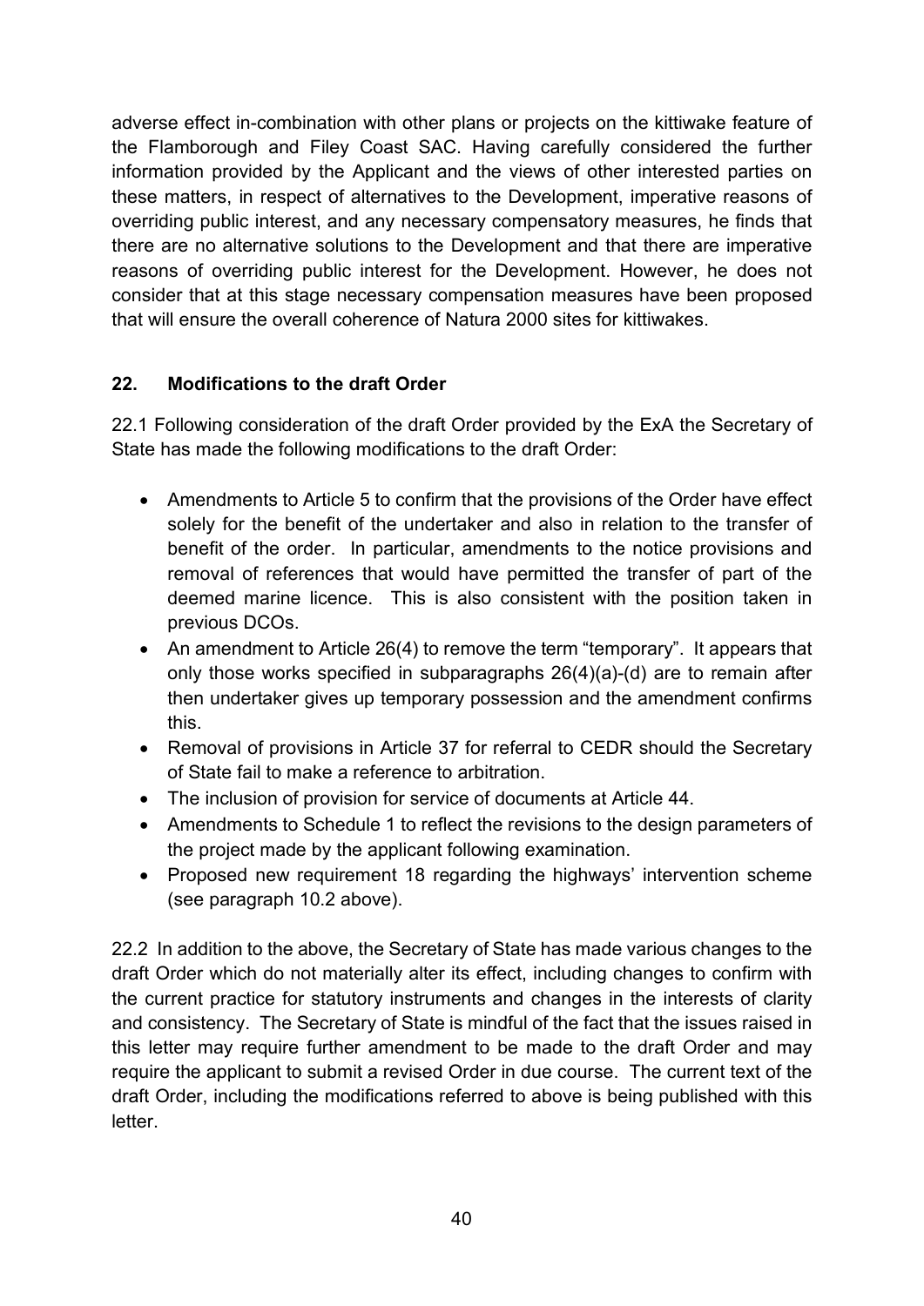adverse effect in-combination with other plans or projects on the kittiwake feature of the Flamborough and Filey Coast SAC. Having carefully considered the further information provided by the Applicant and the views of other interested parties on these matters, in respect of alternatives to the Development, imperative reasons of overriding public interest, and any necessary compensatory measures, he finds that there are no alternative solutions to the Development and that there are imperative reasons of overriding public interest for the Development. However, he does not consider that at this stage necessary compensation measures have been proposed that will ensure the overall coherence of Natura 2000 sites for kittiwakes.

## 22. Modifications to the draft Order

22.1 Following consideration of the draft Order provided by the ExA the Secretary of State has made the following modifications to the draft Order:

- Amendments to Article 5 to confirm that the provisions of the Order have effect solely for the benefit of the undertaker and also in relation to the transfer of benefit of the order. In particular, amendments to the notice provisions and removal of references that would have permitted the transfer of part of the deemed marine licence. This is also consistent with the position taken in previous DCOs.
- An amendment to Article 26(4) to remove the term "temporary". It appears that only those works specified in subparagraphs 26(4)(a)-(d) are to remain after then undertaker gives up temporary possession and the amendment confirms this.
- Removal of provisions in Article 37 for referral to CEDR should the Secretary of State fail to make a reference to arbitration.
- The inclusion of provision for service of documents at Article 44.
- Amendments to Schedule 1 to reflect the revisions to the design parameters of the project made by the applicant following examination.
- Proposed new requirement 18 regarding the highways' intervention scheme (see paragraph 10.2 above).

22.2 In addition to the above, the Secretary of State has made various changes to the draft Order which do not materially alter its effect, including changes to confirm with the current practice for statutory instruments and changes in the interests of clarity and consistency. The Secretary of State is mindful of the fact that the issues raised in this letter may require further amendment to be made to the draft Order and may require the applicant to submit a revised Order in due course. The current text of the draft Order, including the modifications referred to above is being published with this letter.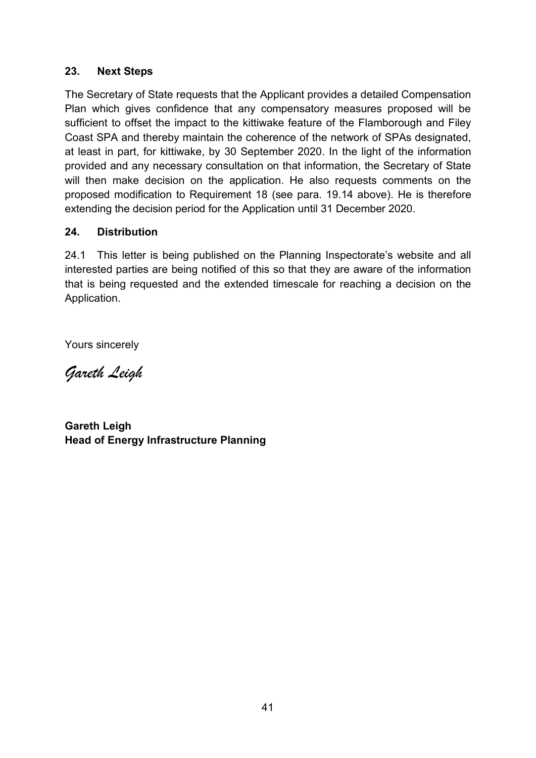## 23. Next Steps

The Secretary of State requests that the Applicant provides a detailed Compensation Plan which gives confidence that any compensatory measures proposed will be sufficient to offset the impact to the kittiwake feature of the Flamborough and Filey Coast SPA and thereby maintain the coherence of the network of SPAs designated, at least in part, for kittiwake, by 30 September 2020. In the light of the information provided and any necessary consultation on that information, the Secretary of State will then make decision on the application. He also requests comments on the proposed modification to Requirement 18 (see para. 19.14 above). He is therefore extending the decision period for the Application until 31 December 2020.

## 24. Distribution

24.1 This letter is being published on the Planning Inspectorate's website and all interested parties are being notified of this so that they are aware of the information that is being requested and the extended timescale for reaching a decision on the Application.

Yours sincerely

*Gareth Leigh*

**Gareth Leigh**
**Head of Energy Infrastructure Planning**